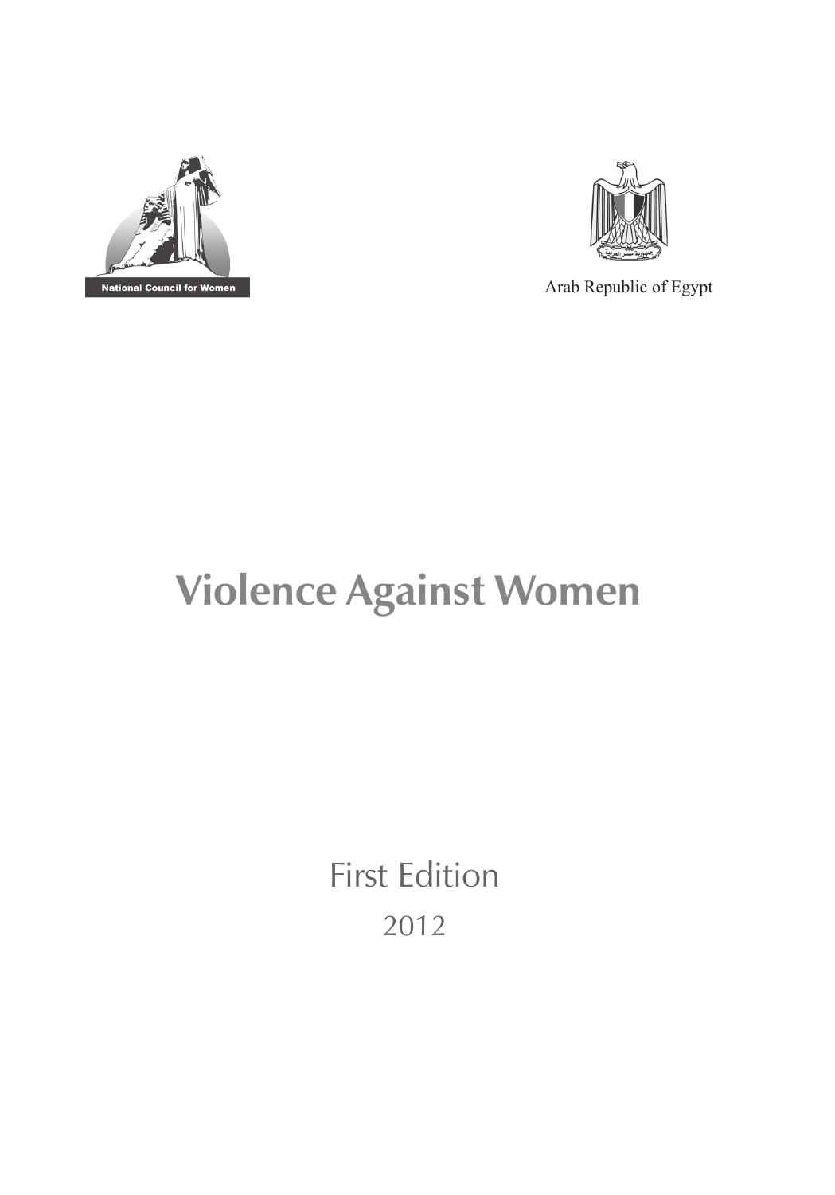National Council for Women

Arab Republic of Egypt

# Violence Against Women

First Edition

2012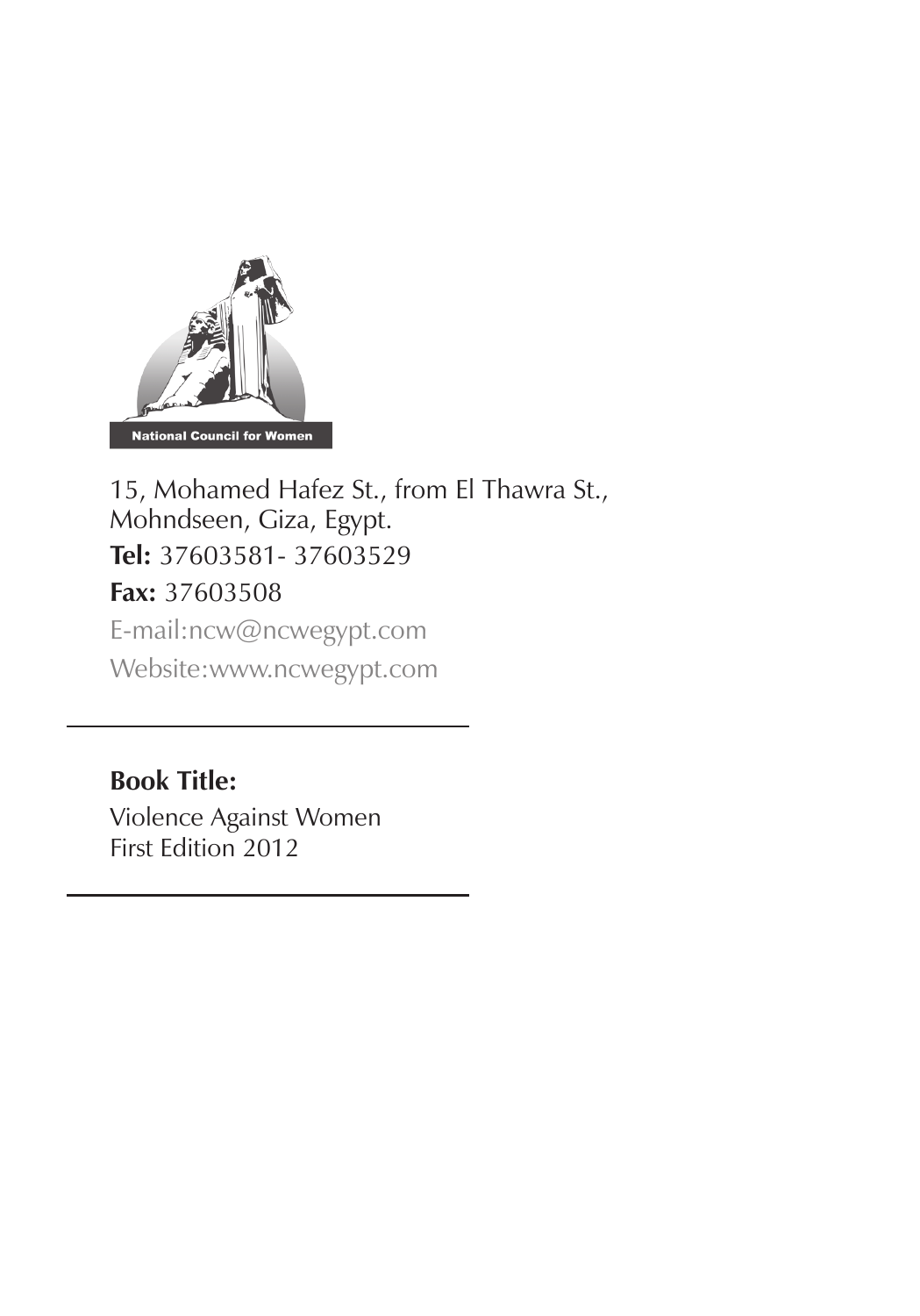National Council for Women

15, Mohamed Hafez St., from El Thawra St.,
Mohndseen, Giza, Egypt.

**Tel:** 37603581- 37603529

**Fax:** 37603508

E-mail:ncw@ncwegypt.com

Website:www.ncwegypt.com

---

**Book Title:**

Violence Against Women
First Edition 2012

---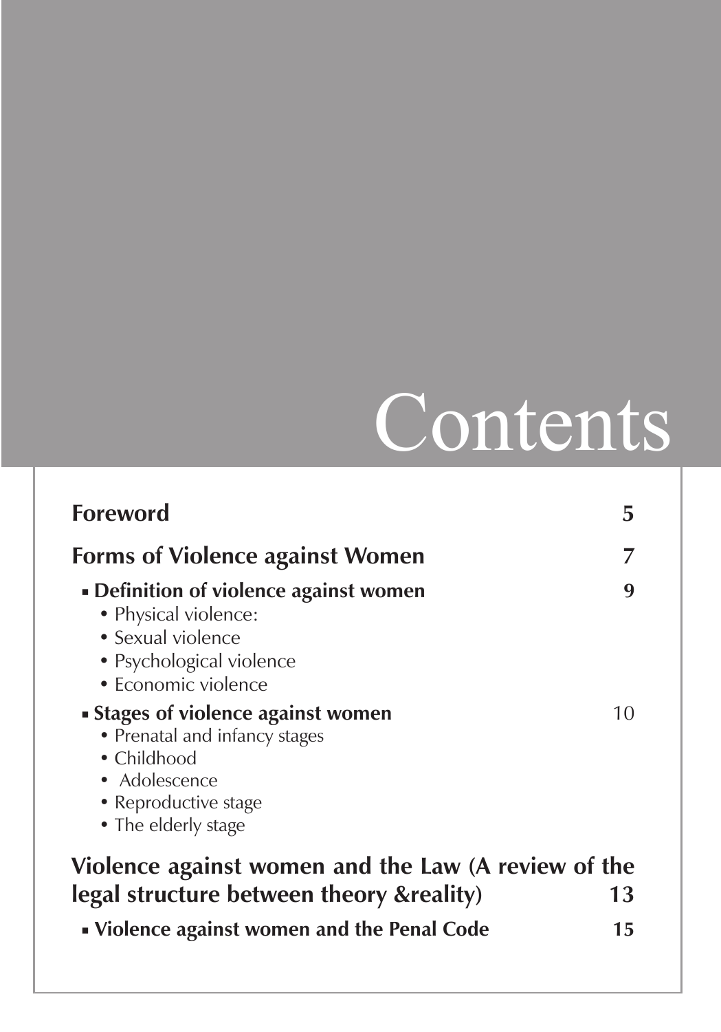# Contents

| | |
|---|---|
| **Foreword** | **5** |
| **Forms of Violence against Women** | **7** |
| ▪ **Definition of violence against women** | **9** |
| • Physical violence: | |
| • Sexual violence | |
| • Psychological violence | |
| • Economic violence | |
| ▪ **Stages of violence against women** | 10 |
| • Prenatal and infancy stages | |
| • Childhood | |
| • Adolescence | |
| • Reproductive stage | |
| • The elderly stage | |
| **Violence against women and the Law (A review of the legal structure between theory &reality)** | **13** |
| ▪ **Violence against women and the Penal Code** | **15** |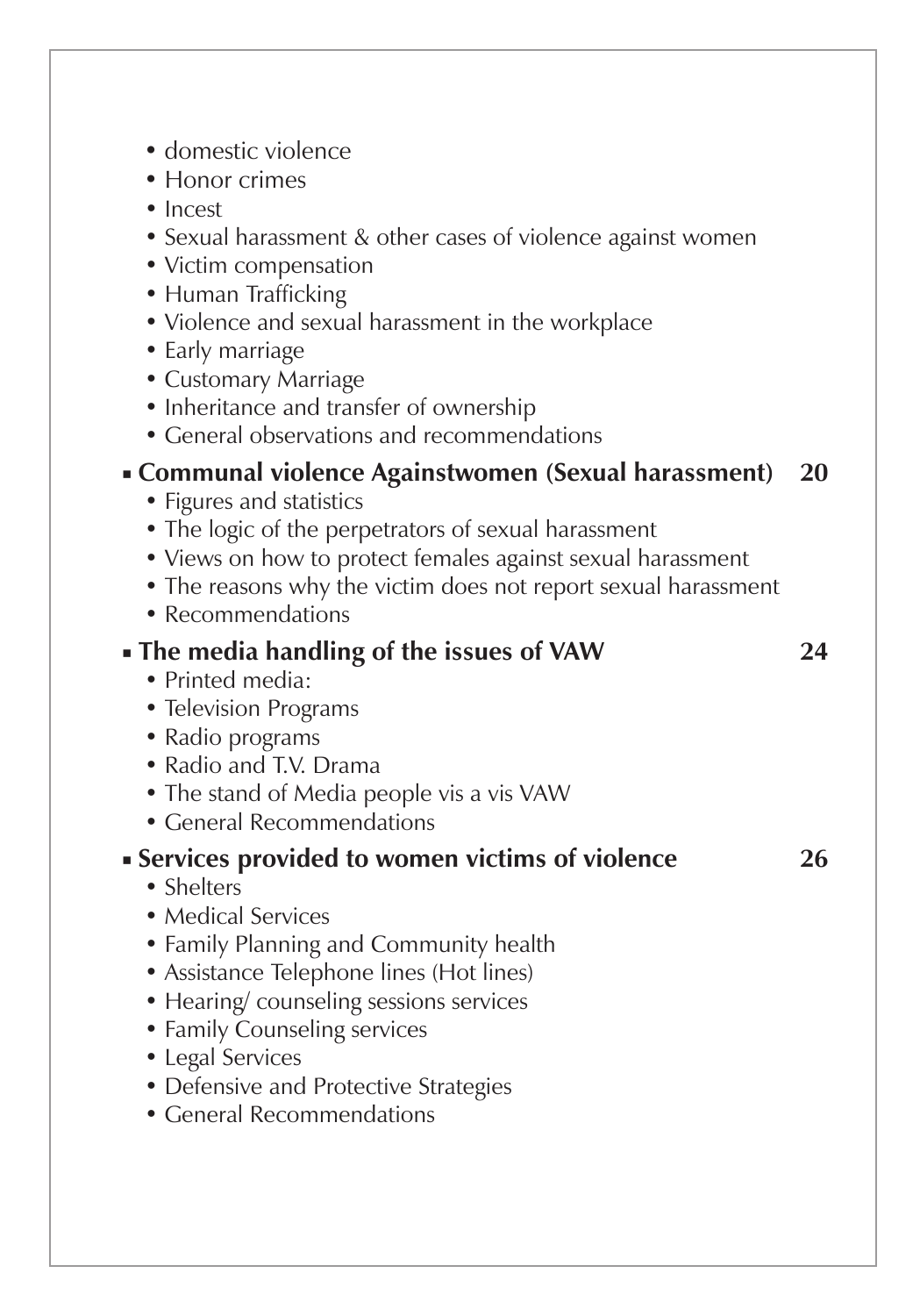- domestic violence
- Honor crimes
- Incest
- Sexual harassment & other cases of violence against women
- Victim compensation
- Human Trafficking
- Violence and sexual harassment in the workplace
- Early marriage
- Customary Marriage
- Inheritance and transfer of ownership
- General observations and recommendations

- **Communal violence Againstwomen (Sexual harassment) 20**
  - Figures and statistics
  - The logic of the perpetrators of sexual harassment
  - Views on how to protect females against sexual harassment
  - The reasons why the victim does not report sexual harassment
  - Recommendations

- **The media handling of the issues of VAW 24**
  - Printed media:
  - Television Programs
  - Radio programs
  - Radio and T.V. Drama
  - The stand of Media people vis a vis VAW
  - General Recommendations

- **Services provided to women victims of violence 26**
  - Shelters
  - Medical Services
  - Family Planning and Community health
  - Assistance Telephone lines (Hot lines)
  - Hearing/ counseling sessions services
  - Family Counseling services
  - Legal Services
  - Defensive and Protective Strategies
  - General Recommendations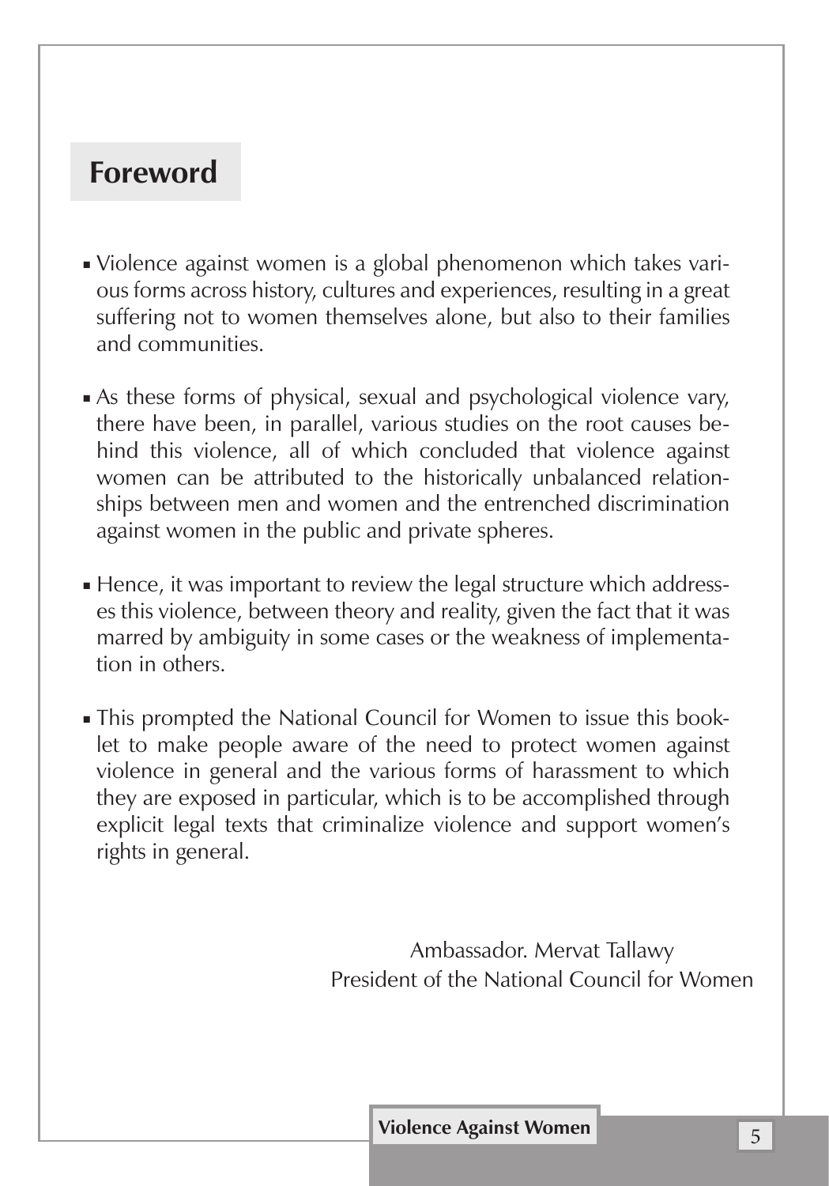## Foreword

- Violence against women is a global phenomenon which takes various forms across history, cultures and experiences, resulting in a great suffering not to women themselves alone, but also to their families and communities.

- As these forms of physical, sexual and psychological violence vary, there have been, in parallel, various studies on the root causes behind this violence, all of which concluded that violence against women can be attributed to the historically unbalanced relationships between men and women and the entrenched discrimination against women in the public and private spheres.

- Hence, it was important to review the legal structure which addresses this violence, between theory and reality, given the fact that it was marred by ambiguity in some cases or the weakness of implementation in others.

- This prompted the National Council for Women to issue this booklet to make people aware of the need to protect women against violence in general and the various forms of harassment to which they are exposed in particular, which is to be accomplished through explicit legal texts that criminalize violence and support women's rights in general.

Ambassador. Mervat Tallawy
President of the National Council for Women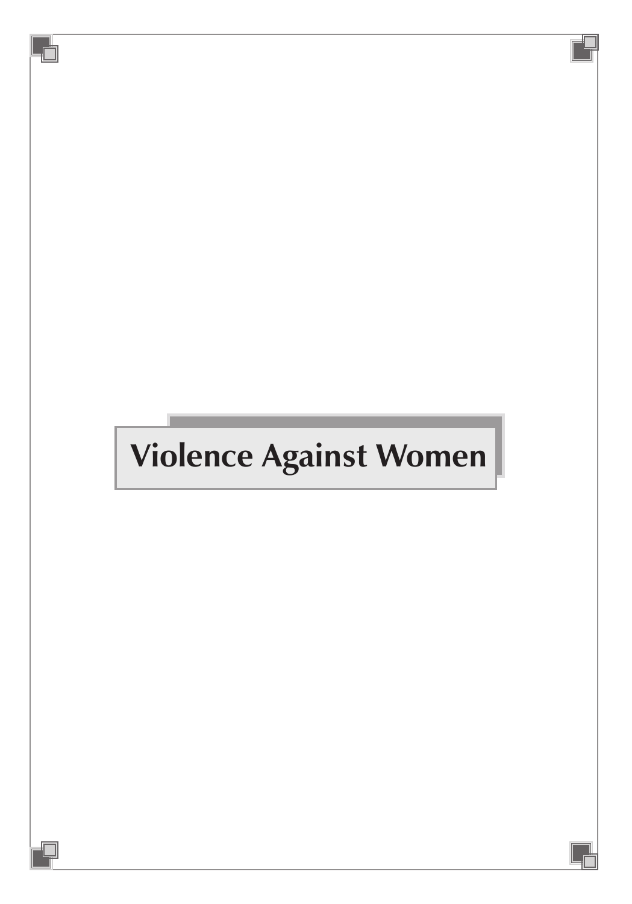# Violence Against Women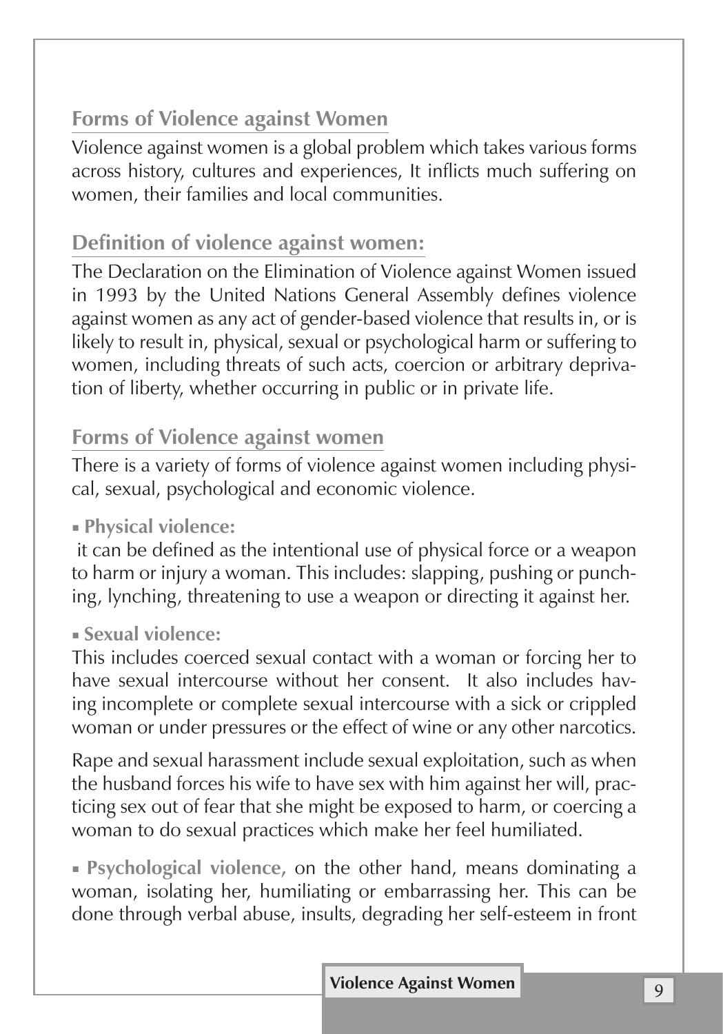## Forms of Violence against Women

Violence against women is a global problem which takes various forms across history, cultures and experiences, It inflicts much suffering on women, their families and local communities.

## Definition of violence against women:

The Declaration on the Elimination of Violence against Women issued in 1993 by the United Nations General Assembly defines violence against women as any act of gender-based violence that results in, or is likely to result in, physical, sexual or psychological harm or suffering to women, including threats of such acts, coercion or arbitrary deprivation of liberty, whether occurring in public or in private life.

## Forms of Violence against women

There is a variety of forms of violence against women including physical, sexual, psychological and economic violence.

- **Physical violence:**

it can be defined as the intentional use of physical force or a weapon to harm or injury a woman. This includes: slapping, pushing or punching, lynching, threatening to use a weapon or directing it against her.

- **Sexual violence:**

This includes coerced sexual contact with a woman or forcing her to have sexual intercourse without her consent. It also includes having incomplete or complete sexual intercourse with a sick or crippled woman or under pressures or the effect of wine or any other narcotics.

Rape and sexual harassment include sexual exploitation, such as when the husband forces his wife to have sex with him against her will, practicing sex out of fear that she might be exposed to harm, or coercing a woman to do sexual practices which make her feel humiliated.

- **Psychological violence,** on the other hand, means dominating a woman, isolating her, humiliating or embarrassing her. This can be done through verbal abuse, insults, degrading her self-esteem in front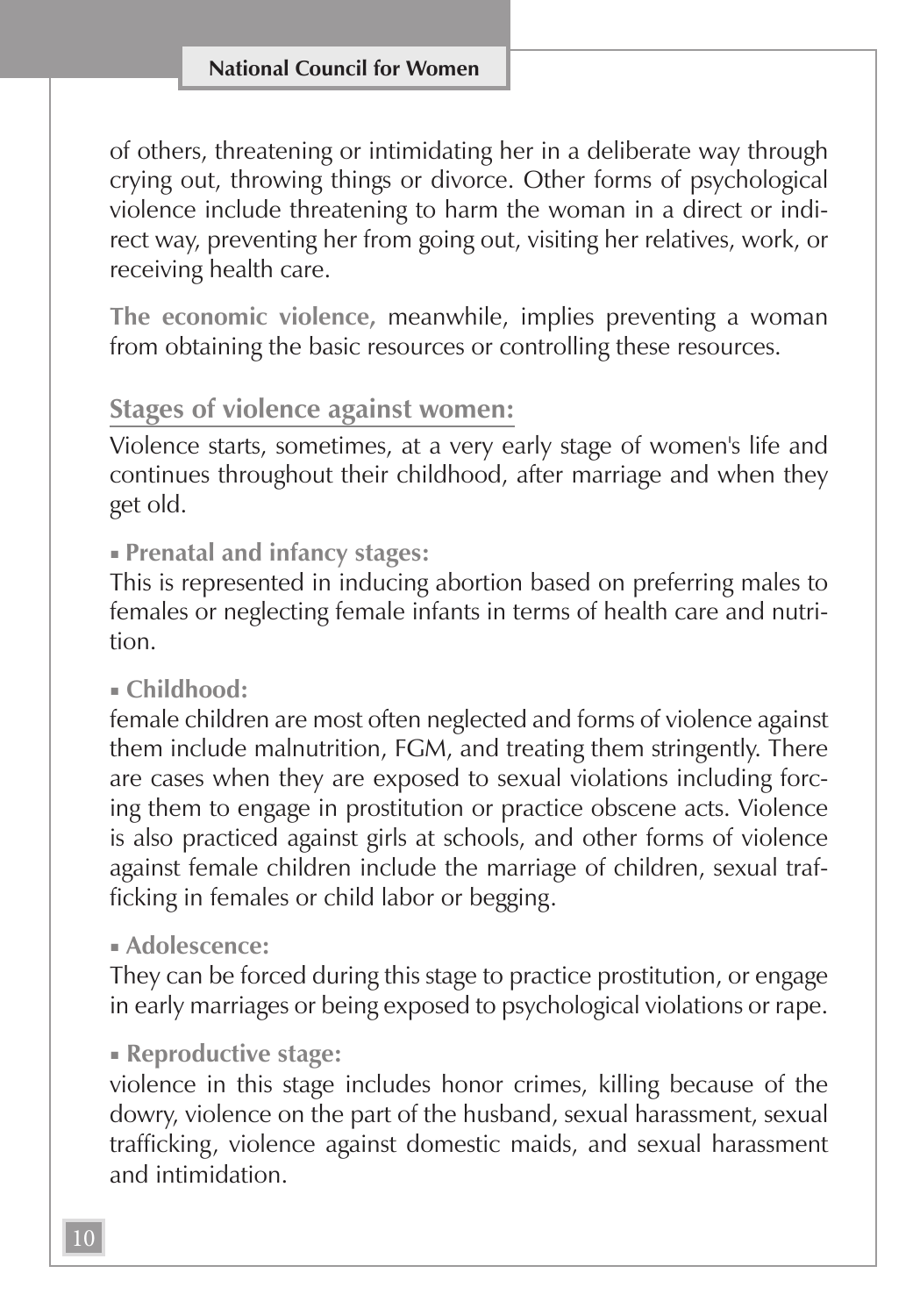of others, threatening or intimidating her in a deliberate way through crying out, throwing things or divorce. Other forms of psychological violence include threatening to harm the woman in a direct or indirect way, preventing her from going out, visiting her relatives, work, or receiving health care.

**The economic violence,** meanwhile, implies preventing a woman from obtaining the basic resources or controlling these resources.

## Stages of violence against women:

Violence starts, sometimes, at a very early stage of women's life and continues throughout their childhood, after marriage and when they get old.

- **Prenatal and infancy stages:**

This is represented in inducing abortion based on preferring males to females or neglecting female infants in terms of health care and nutrition.

- **Childhood:**

female children are most often neglected and forms of violence against them include malnutrition, FGM, and treating them stringently. There are cases when they are exposed to sexual violations including forcing them to engage in prostitution or practice obscene acts. Violence is also practiced against girls at schools, and other forms of violence against female children include the marriage of children, sexual trafficking in females or child labor or begging.

- **Adolescence:**

They can be forced during this stage to practice prostitution, or engage in early marriages or being exposed to psychological violations or rape.

- **Reproductive stage:**

violence in this stage includes honor crimes, killing because of the dowry, violence on the part of the husband, sexual harassment, sexual trafficking, violence against domestic maids, and sexual harassment and intimidation.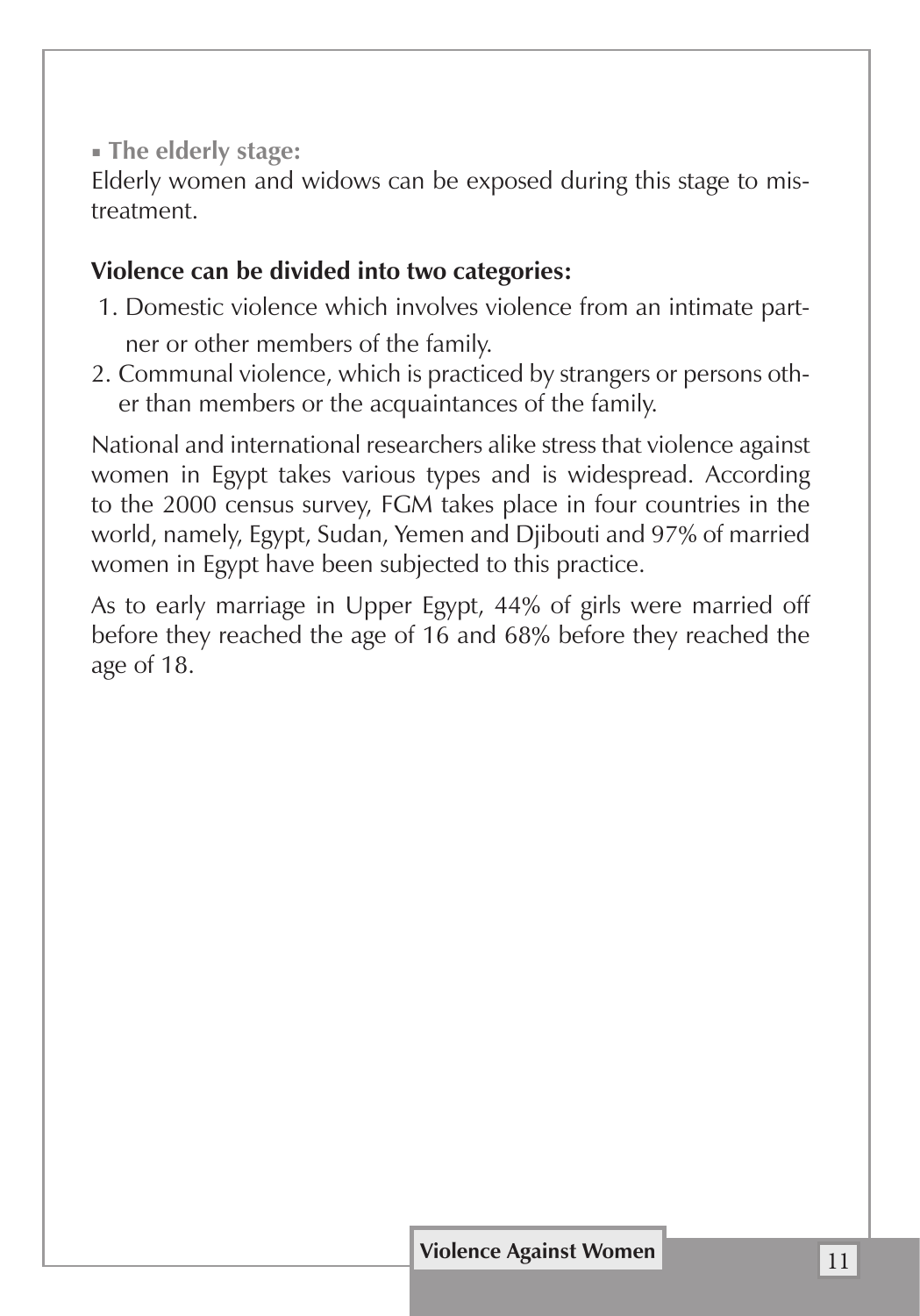- **The elderly stage:**

Elderly women and widows can be exposed during this stage to mistreatment.

**Violence can be divided into two categories:**

1. Domestic violence which involves violence from an intimate partner or other members of the family.
2. Communal violence, which is practiced by strangers or persons other than members or the acquaintances of the family.

National and international researchers alike stress that violence against women in Egypt takes various types and is widespread. According to the 2000 census survey, FGM takes place in four countries in the world, namely, Egypt, Sudan, Yemen and Djibouti and 97% of married women in Egypt have been subjected to this practice.

As to early marriage in Upper Egypt, 44% of girls were married off before they reached the age of 16 and 68% before they reached the age of 18.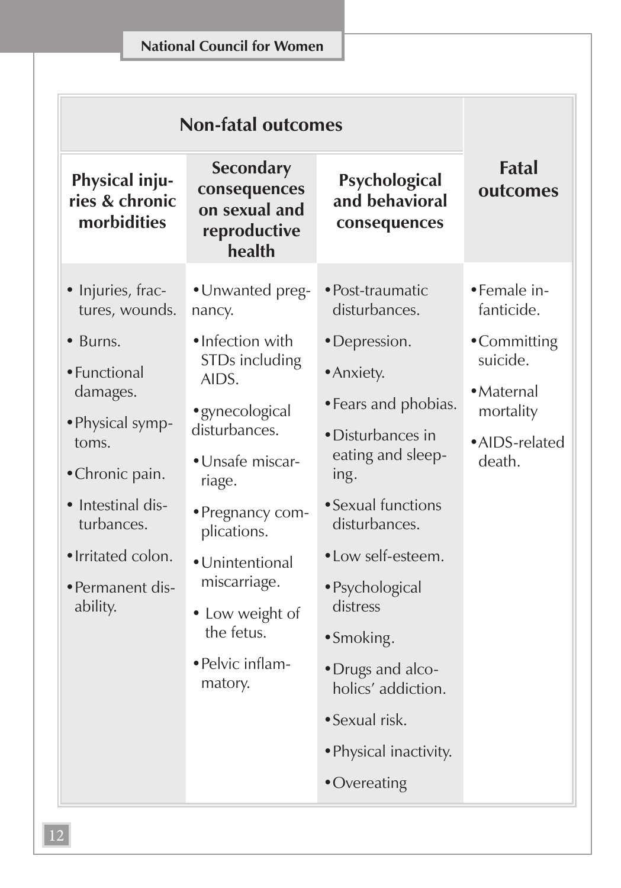| Non-fatal outcomes | | | Fatal outcomes |
|---|---|---|---|
| Physical injuries & chronic morbidities | Secondary consequences on sexual and reproductive health | Psychological and behavioral consequences | |
| • Injuries, fractures, wounds.<br>• Burns.<br>• Functional damages.<br>• Physical symptoms.<br>• Chronic pain.<br>• Intestinal disturbances.<br>• Irritated colon.<br>• Permanent disability. | • Unwanted pregnancy.<br>• Infection with STDs including AIDS.<br>• gynecological disturbances.<br>• Unsafe miscarriage.<br>• Pregnancy complications.<br>• Unintentional miscarriage.<br>• Low weight of the fetus.<br>• Pelvic inflammatory. | • Post-traumatic disturbances.<br>• Depression.<br>• Anxiety.<br>• Fears and phobias.<br>• Disturbances in eating and sleeping.<br>• Sexual functions disturbances.<br>• Low self-esteem.<br>• Psychological distress<br>• Smoking.<br>• Drugs and alcoholics' addiction.<br>• Sexual risk.<br>• Physical inactivity.<br>• Overeating | • Female infanticide.<br>• Committing suicide.<br>• Maternal mortality<br>• AIDS-related death. |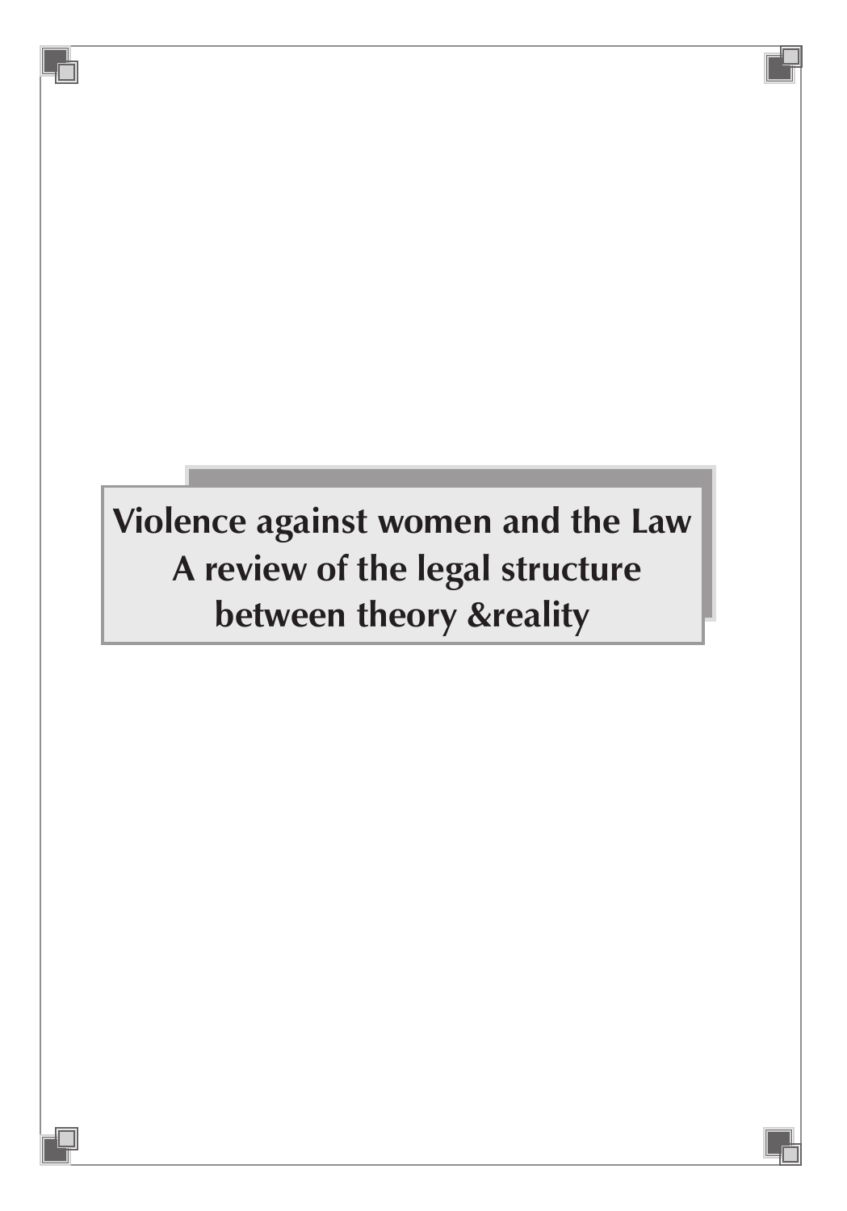# Violence against women and the Law
# A review of the legal structure between theory &reality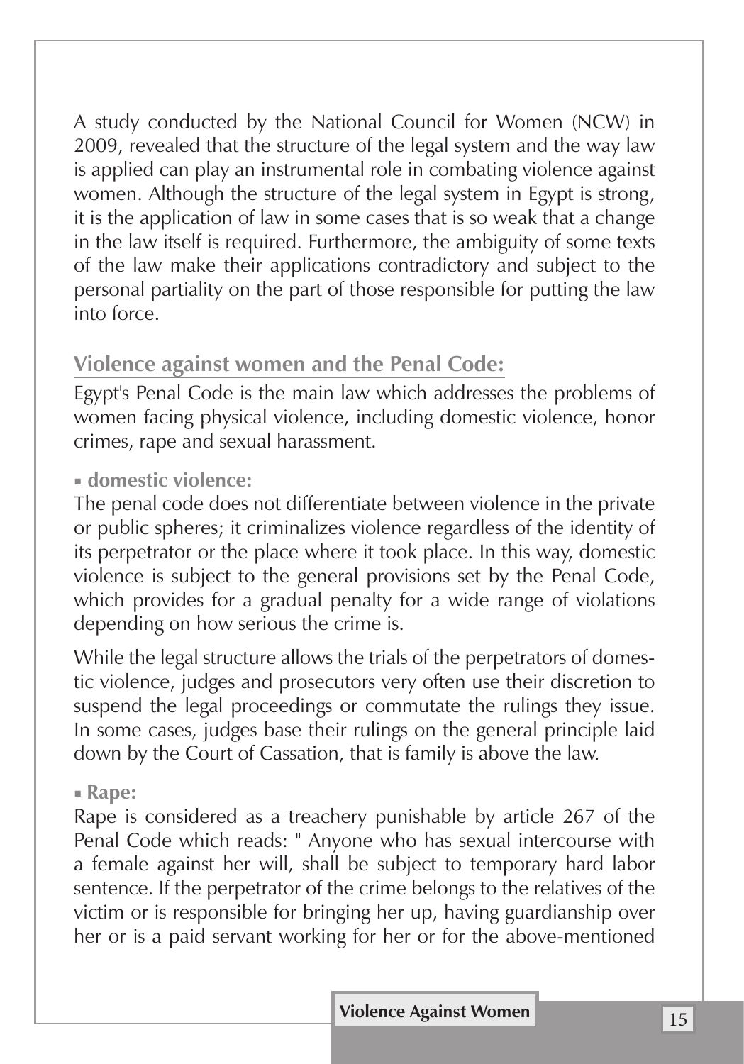A study conducted by the National Council for Women (NCW) in 2009, revealed that the structure of the legal system and the way law is applied can play an instrumental role in combating violence against women. Although the structure of the legal system in Egypt is strong, it is the application of law in some cases that is so weak that a change in the law itself is required. Furthermore, the ambiguity of some texts of the law make their applications contradictory and subject to the personal partiality on the part of those responsible for putting the law into force.

## Violence against women and the Penal Code:

Egypt's Penal Code is the main law which addresses the problems of women facing physical violence, including domestic violence, honor crimes, rape and sexual harassment.

### ▪ domestic violence:

The penal code does not differentiate between violence in the private or public spheres; it criminalizes violence regardless of the identity of its perpetrator or the place where it took place. In this way, domestic violence is subject to the general provisions set by the Penal Code, which provides for a gradual penalty for a wide range of violations depending on how serious the crime is.

While the legal structure allows the trials of the perpetrators of domestic violence, judges and prosecutors very often use their discretion to suspend the legal proceedings or commutate the rulings they issue. In some cases, judges base their rulings on the general principle laid down by the Court of Cassation, that is family is above the law.

### ▪ Rape:

Rape is considered as a treachery punishable by article 267 of the Penal Code which reads: " Anyone who has sexual intercourse with a female against her will, shall be subject to temporary hard labor sentence. If the perpetrator of the crime belongs to the relatives of the victim or is responsible for bringing her up, having guardianship over her or is a paid servant working for her or for the above-mentioned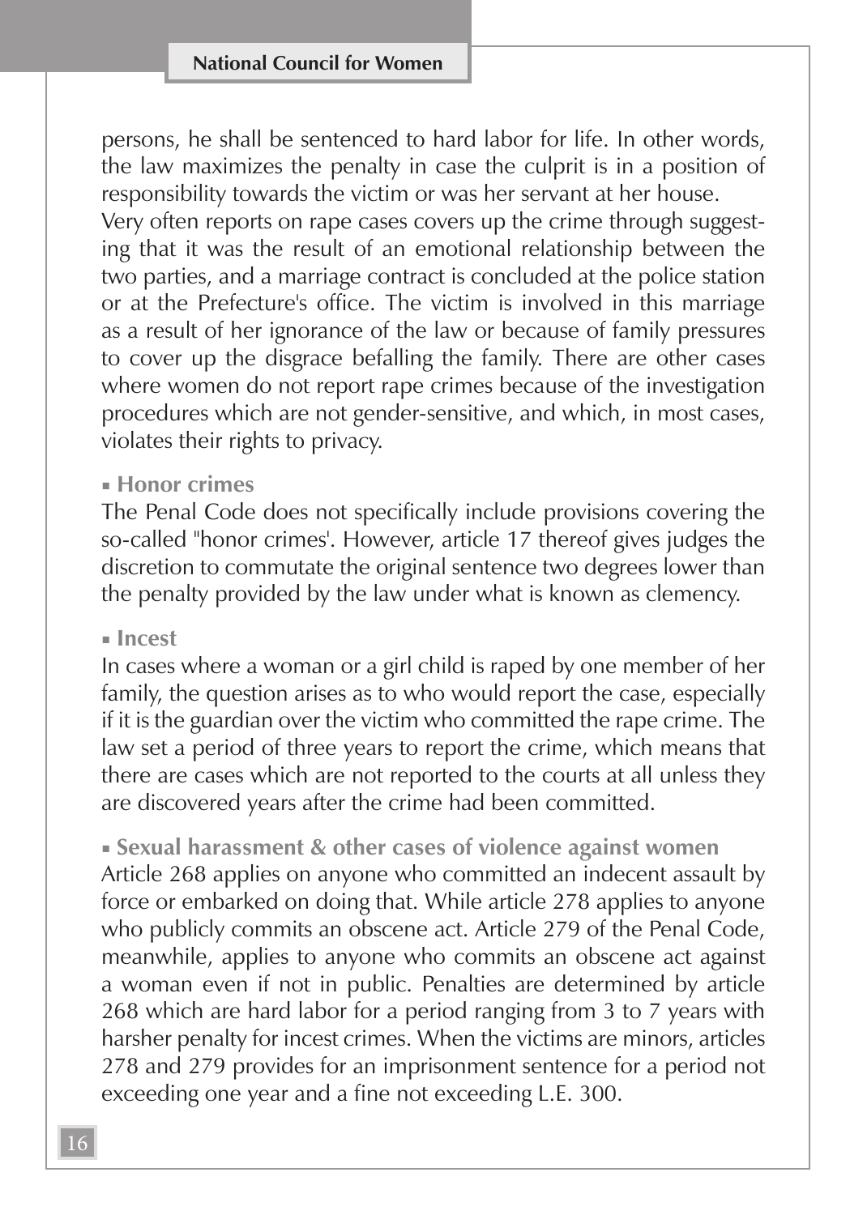persons, he shall be sentenced to hard labor for life. In other words, the law maximizes the penalty in case the culprit is in a position of responsibility towards the victim or was her servant at her house.

Very often reports on rape cases covers up the crime through suggesting that it was the result of an emotional relationship between the two parties, and a marriage contract is concluded at the police station or at the Prefecture's office. The victim is involved in this marriage as a result of her ignorance of the law or because of family pressures to cover up the disgrace befalling the family. There are other cases where women do not report rape crimes because of the investigation procedures which are not gender-sensitive, and which, in most cases, violates their rights to privacy.

- **Honor crimes**

The Penal Code does not specifically include provisions covering the so-called "honor crimes'. However, article 17 thereof gives judges the discretion to commutate the original sentence two degrees lower than the penalty provided by the law under what is known as clemency.

- **Incest**

In cases where a woman or a girl child is raped by one member of her family, the question arises as to who would report the case, especially if it is the guardian over the victim who committed the rape crime. The law set a period of three years to report the crime, which means that there are cases which are not reported to the courts at all unless they are discovered years after the crime had been committed.

- **Sexual harassment & other cases of violence against women**

Article 268 applies on anyone who committed an indecent assault by force or embarked on doing that. While article 278 applies to anyone who publicly commits an obscene act. Article 279 of the Penal Code, meanwhile, applies to anyone who commits an obscene act against a woman even if not in public. Penalties are determined by article 268 which are hard labor for a period ranging from 3 to 7 years with harsher penalty for incest crimes. When the victims are minors, articles 278 and 279 provides for an imprisonment sentence for a period not exceeding one year and a fine not exceeding L.E. 300.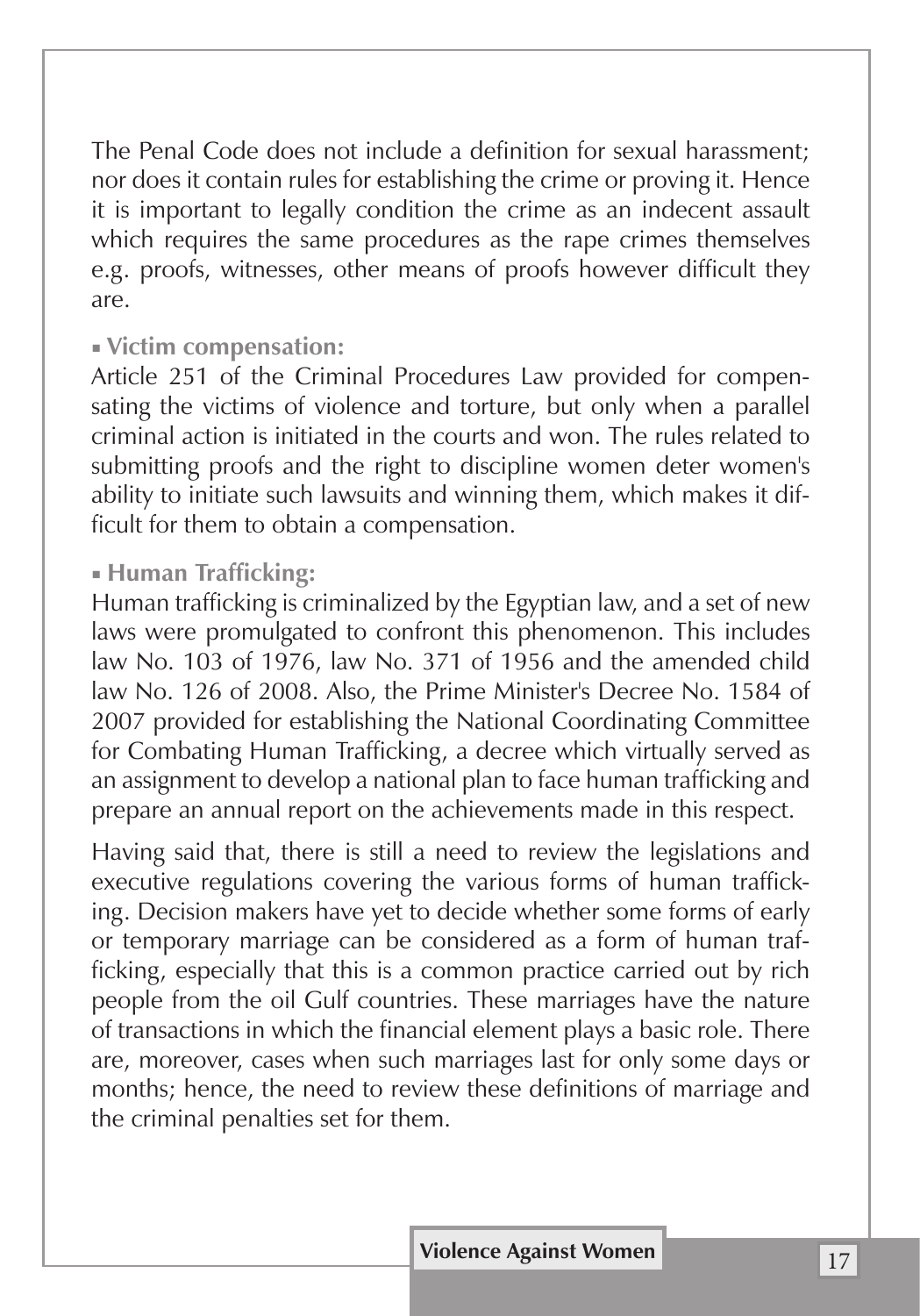The Penal Code does not include a definition for sexual harassment; nor does it contain rules for establishing the crime or proving it. Hence it is important to legally condition the crime as an indecent assault which requires the same procedures as the rape crimes themselves e.g. proofs, witnesses, other means of proofs however difficult they are.

- **Victim compensation:**

Article 251 of the Criminal Procedures Law provided for compensating the victims of violence and torture, but only when a parallel criminal action is initiated in the courts and won. The rules related to submitting proofs and the right to discipline women deter women's ability to initiate such lawsuits and winning them, which makes it difficult for them to obtain a compensation.

- **Human Trafficking:**

Human trafficking is criminalized by the Egyptian law, and a set of new laws were promulgated to confront this phenomenon. This includes law No. 103 of 1976, law No. 371 of 1956 and the amended child law No. 126 of 2008. Also, the Prime Minister's Decree No. 1584 of 2007 provided for establishing the National Coordinating Committee for Combating Human Trafficking, a decree which virtually served as an assignment to develop a national plan to face human trafficking and prepare an annual report on the achievements made in this respect.

Having said that, there is still a need to review the legislations and executive regulations covering the various forms of human trafficking. Decision makers have yet to decide whether some forms of early or temporary marriage can be considered as a form of human trafficking, especially that this is a common practice carried out by rich people from the oil Gulf countries. These marriages have the nature of transactions in which the financial element plays a basic role. There are, moreover, cases when such marriages last for only some days or months; hence, the need to review these definitions of marriage and the criminal penalties set for them.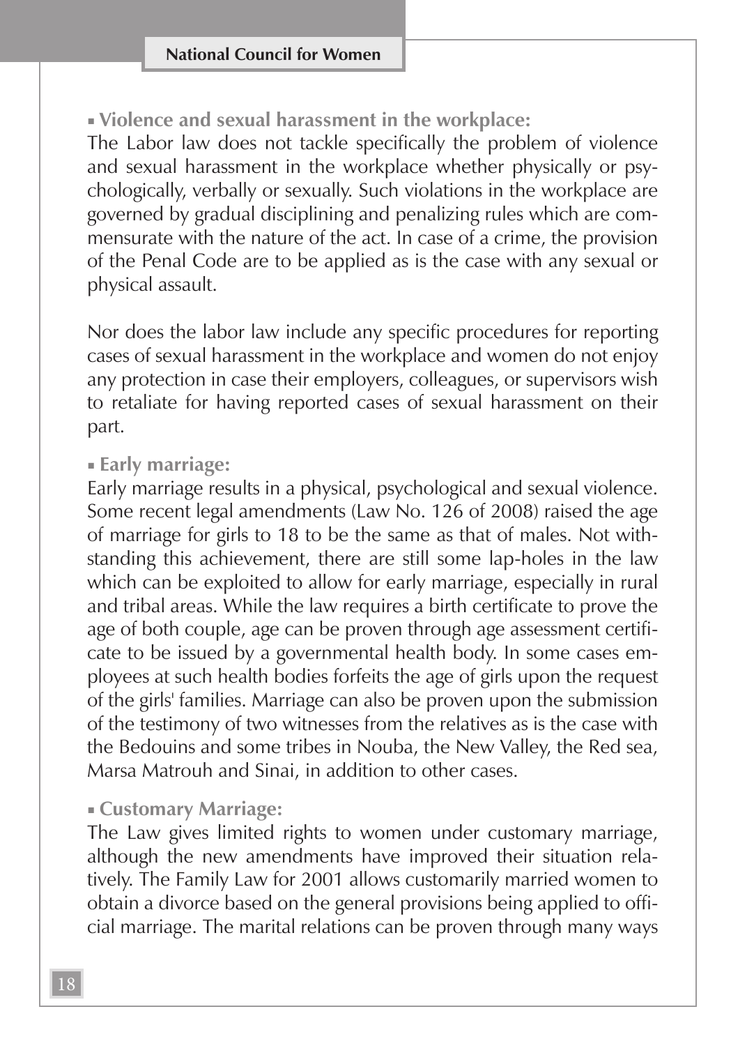- **Violence and sexual harassment in the workplace:**

The Labor law does not tackle specifically the problem of violence and sexual harassment in the workplace whether physically or psychologically, verbally or sexually. Such violations in the workplace are governed by gradual disciplining and penalizing rules which are commensurate with the nature of the act. In case of a crime, the provision of the Penal Code are to be applied as is the case with any sexual or physical assault.

Nor does the labor law include any specific procedures for reporting cases of sexual harassment in the workplace and women do not enjoy any protection in case their employers, colleagues, or supervisors wish to retaliate for having reported cases of sexual harassment on their part.

- **Early marriage:**

Early marriage results in a physical, psychological and sexual violence. Some recent legal amendments (Law No. 126 of 2008) raised the age of marriage for girls to 18 to be the same as that of males. Not withstanding this achievement, there are still some lap-holes in the law which can be exploited to allow for early marriage, especially in rural and tribal areas. While the law requires a birth certificate to prove the age of both couple, age can be proven through age assessment certificate to be issued by a governmental health body. In some cases employees at such health bodies forfeits the age of girls upon the request of the girls' families. Marriage can also be proven upon the submission of the testimony of two witnesses from the relatives as is the case with the Bedouins and some tribes in Nouba, the New Valley, the Red sea, Marsa Matrouh and Sinai, in addition to other cases.

- **Customary Marriage:**

The Law gives limited rights to women under customary marriage, although the new amendments have improved their situation relatively. The Family Law for 2001 allows customarily married women to obtain a divorce based on the general provisions being applied to official marriage. The marital relations can be proven through many ways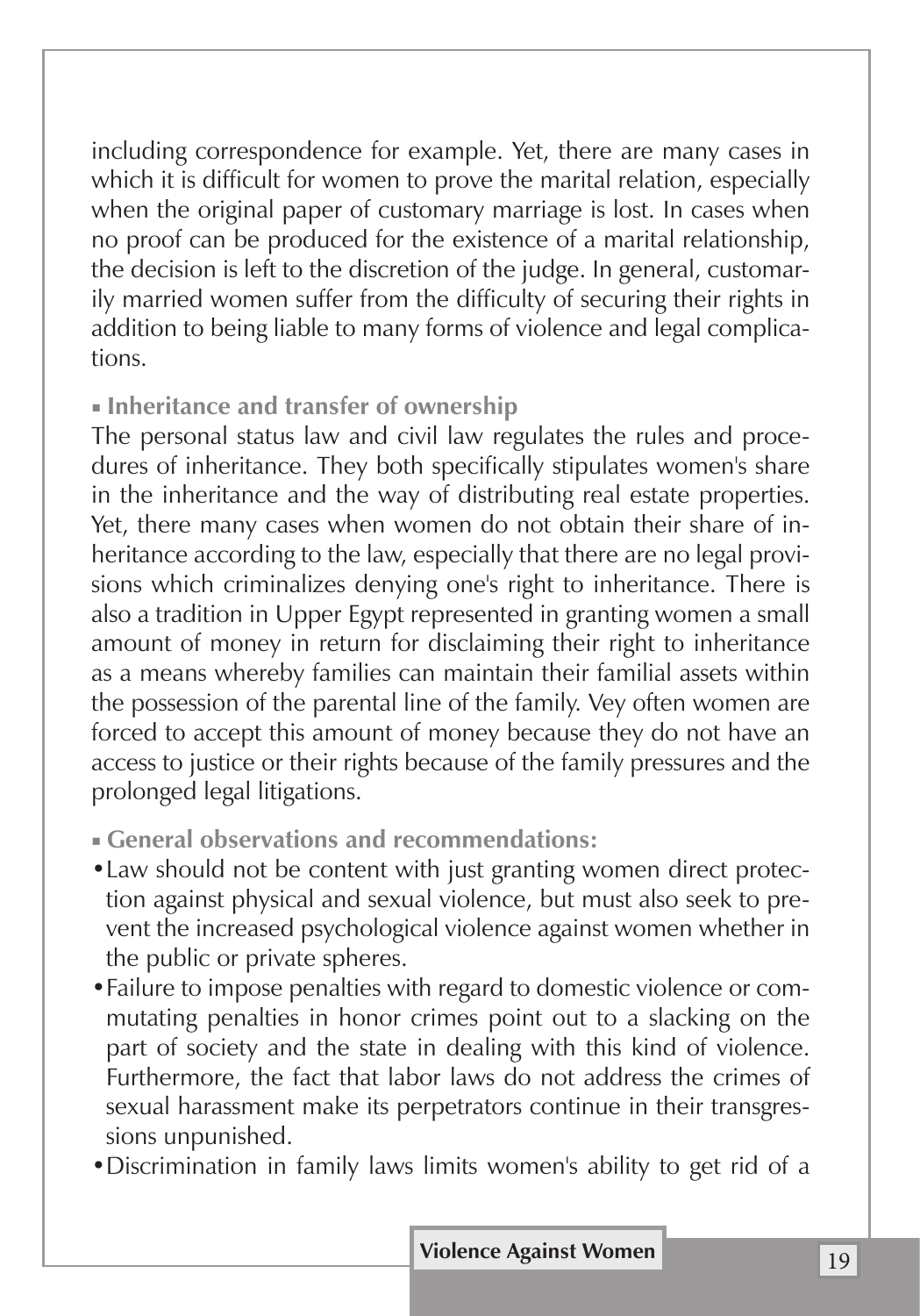including correspondence for example. Yet, there are many cases in which it is difficult for women to prove the marital relation, especially when the original paper of customary marriage is lost. In cases when no proof can be produced for the existence of a marital relationship, the decision is left to the discretion of the judge. In general, customarily married women suffer from the difficulty of securing their rights in addition to being liable to many forms of violence and legal complications.

### ▪ Inheritance and transfer of ownership

The personal status law and civil law regulates the rules and procedures of inheritance. They both specifically stipulates women's share in the inheritance and the way of distributing real estate properties. Yet, there many cases when women do not obtain their share of inheritance according to the law, especially that there are no legal provisions which criminalizes denying one's right to inheritance. There is also a tradition in Upper Egypt represented in granting women a small amount of money in return for disclaiming their right to inheritance as a means whereby families can maintain their familial assets within the possession of the parental line of the family. Vey often women are forced to accept this amount of money because they do not have an access to justice or their rights because of the family pressures and the prolonged legal litigations.

### ▪ General observations and recommendations:

- Law should not be content with just granting women direct protection against physical and sexual violence, but must also seek to prevent the increased psychological violence against women whether in the public or private spheres.
- Failure to impose penalties with regard to domestic violence or commutating penalties in honor crimes point out to a slacking on the part of society and the state in dealing with this kind of violence. Furthermore, the fact that labor laws do not address the crimes of sexual harassment make its perpetrators continue in their transgressions unpunished.
- Discrimination in family laws limits women's ability to get rid of a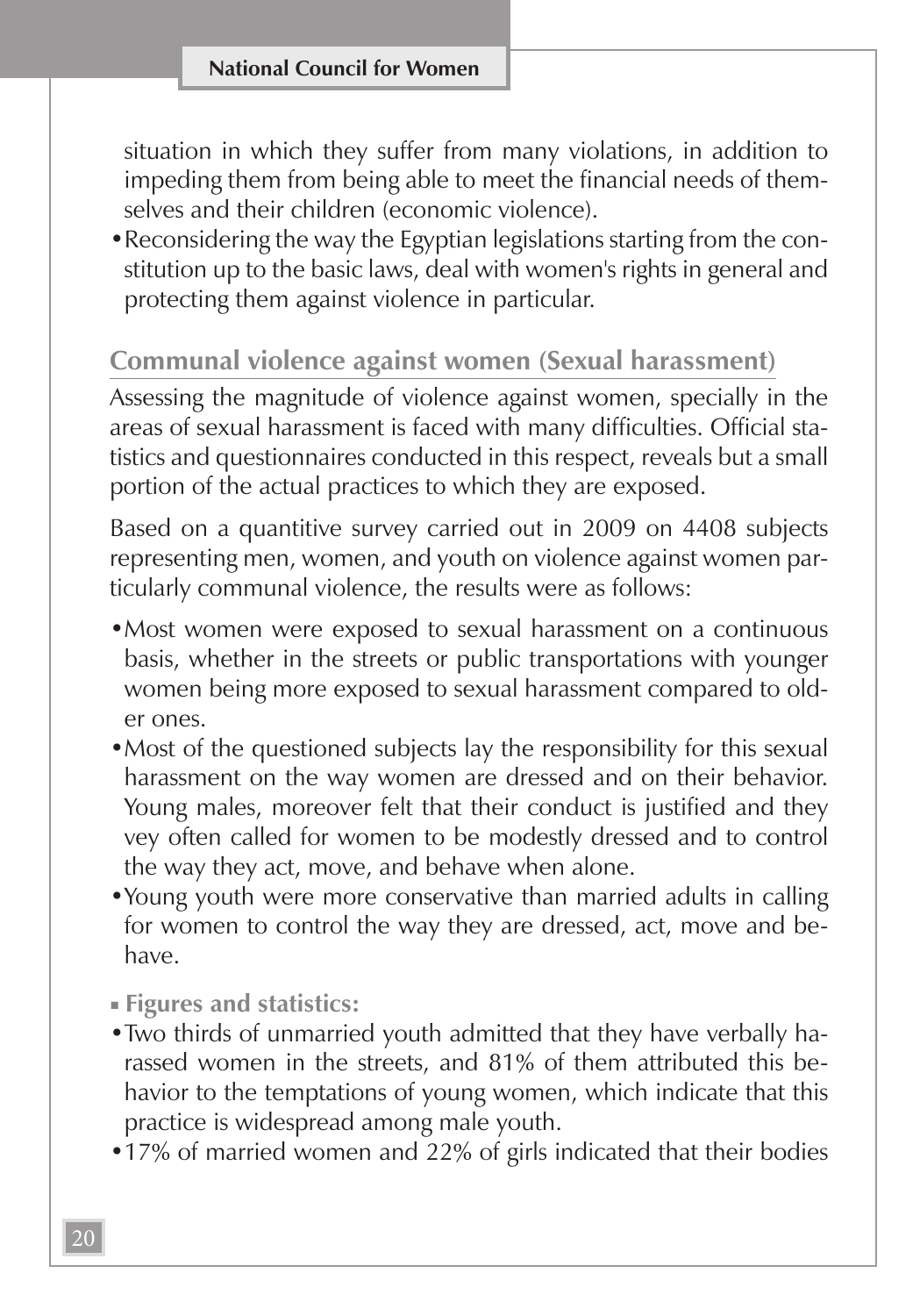situation in which they suffer from many violations, in addition to impeding them from being able to meet the financial needs of themselves and their children (economic violence).

- Reconsidering the way the Egyptian legislations starting from the constitution up to the basic laws, deal with women's rights in general and protecting them against violence in particular.

## Communal violence against women (Sexual harassment)

Assessing the magnitude of violence against women, specially in the areas of sexual harassment is faced with many difficulties. Official statistics and questionnaires conducted in this respect, reveals but a small portion of the actual practices to which they are exposed.

Based on a quantitive survey carried out in 2009 on 4408 subjects representing men, women, and youth on violence against women particularly communal violence, the results were as follows:

- Most women were exposed to sexual harassment on a continuous basis, whether in the streets or public transportations with younger women being more exposed to sexual harassment compared to older ones.
- Most of the questioned subjects lay the responsibility for this sexual harassment on the way women are dressed and on their behavior. Young males, moreover felt that their conduct is justified and they vey often called for women to be modestly dressed and to control the way they act, move, and behave when alone.
- Young youth were more conservative than married adults in calling for women to control the way they are dressed, act, move and behave.

### Figures and statistics:

- Two thirds of unmarried youth admitted that they have verbally harassed women in the streets, and 81% of them attributed this behavior to the temptations of young women, which indicate that this practice is widespread among male youth.
- 17% of married women and 22% of girls indicated that their bodies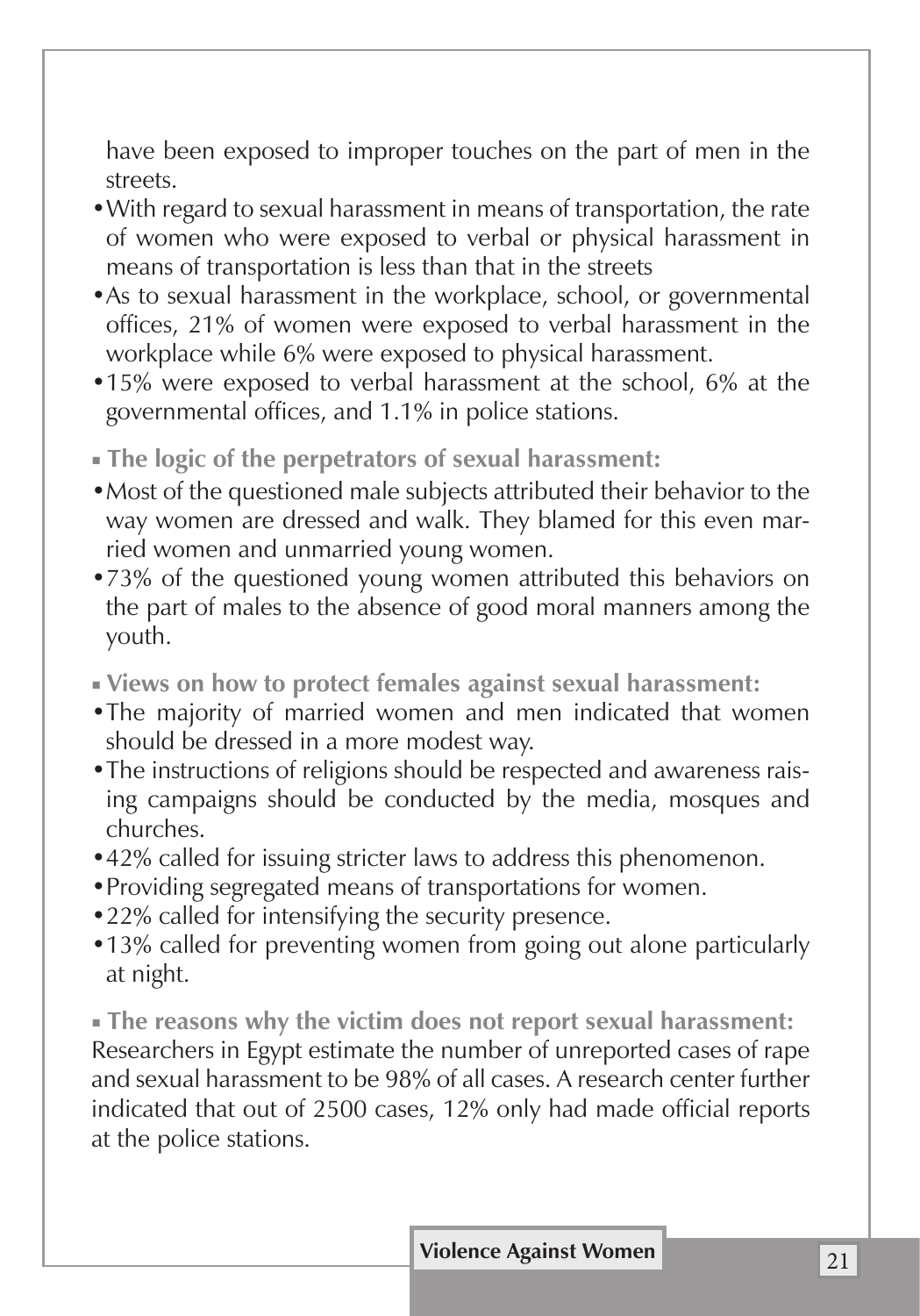have been exposed to improper touches on the part of men in the streets.

- With regard to sexual harassment in means of transportation, the rate of women who were exposed to verbal or physical harassment in means of transportation is less than that in the streets
- As to sexual harassment in the workplace, school, or governmental offices, 21% of women were exposed to verbal harassment in the workplace while 6% were exposed to physical harassment.
- 15% were exposed to verbal harassment at the school, 6% at the governmental offices, and 1.1% in police stations.

**The logic of the perpetrators of sexual harassment:**

- Most of the questioned male subjects attributed their behavior to the way women are dressed and walk. They blamed for this even married women and unmarried young women.
- 73% of the questioned young women attributed this behaviors on the part of males to the absence of good moral manners among the youth.

**Views on how to protect females against sexual harassment:**

- The majority of married women and men indicated that women should be dressed in a more modest way.
- The instructions of religions should be respected and awareness raising campaigns should be conducted by the media, mosques and churches.
- 42% called for issuing stricter laws to address this phenomenon.
- Providing segregated means of transportations for women.
- 22% called for intensifying the security presence.
- 13% called for preventing women from going out alone particularly at night.

**The reasons why the victim does not report sexual harassment:**
Researchers in Egypt estimate the number of unreported cases of rape and sexual harassment to be 98% of all cases. A research center further indicated that out of 2500 cases, 12% only had made official reports at the police stations.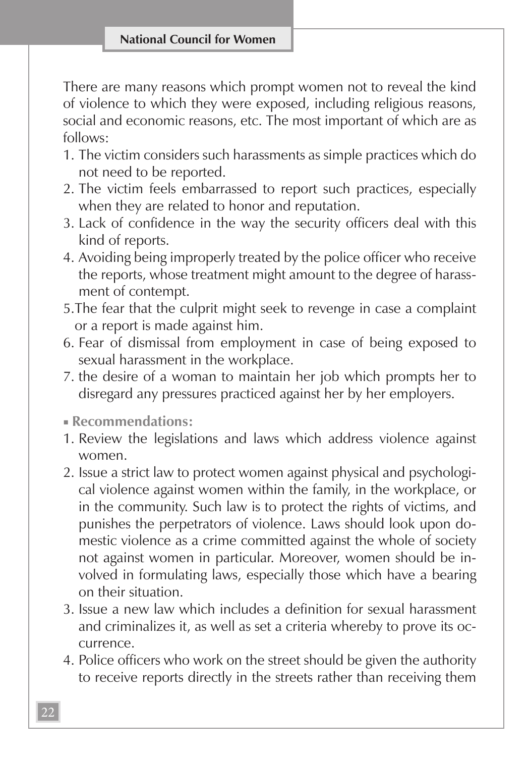There are many reasons which prompt women not to reveal the kind of violence to which they were exposed, including religious reasons, social and economic reasons, etc. The most important of which are as follows:

1. The victim considers such harassments as simple practices which do not need to be reported.
2. The victim feels embarrassed to report such practices, especially when they are related to honor and reputation.
3. Lack of confidence in the way the security officers deal with this kind of reports.
4. Avoiding being improperly treated by the police officer who receive the reports, whose treatment might amount to the degree of harassment of contempt.
5. The fear that the culprit might seek to revenge in case a complaint or a report is made against him.
6. Fear of dismissal from employment in case of being exposed to sexual harassment in the workplace.
7. the desire of a woman to maintain her job which prompts her to disregard any pressures practiced against her by her employers.

- **Recommendations:**

1. Review the legislations and laws which address violence against women.
2. Issue a strict law to protect women against physical and psychological violence against women within the family, in the workplace, or in the community. Such law is to protect the rights of victims, and punishes the perpetrators of violence. Laws should look upon domestic violence as a crime committed against the whole of society not against women in particular. Moreover, women should be involved in formulating laws, especially those which have a bearing on their situation.
3. Issue a new law which includes a definition for sexual harassment and criminalizes it, as well as set a criteria whereby to prove its occurrence.
4. Police officers who work on the street should be given the authority to receive reports directly in the streets rather than receiving them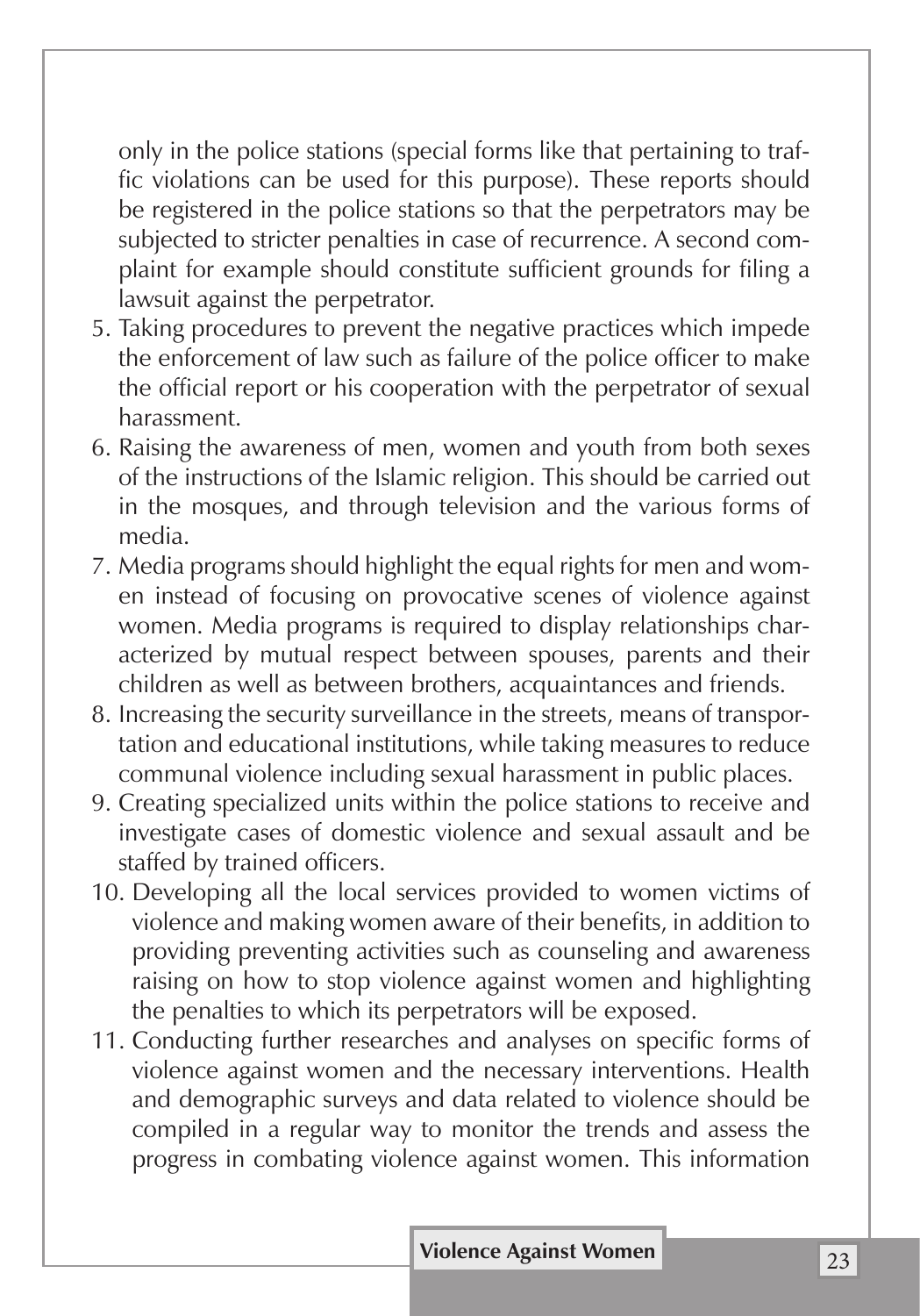only in the police stations (special forms like that pertaining to traffic violations can be used for this purpose). These reports should be registered in the police stations so that the perpetrators may be subjected to stricter penalties in case of recurrence. A second complaint for example should constitute sufficient grounds for filing a lawsuit against the perpetrator.

5. Taking procedures to prevent the negative practices which impede the enforcement of law such as failure of the police officer to make the official report or his cooperation with the perpetrator of sexual harassment.
6. Raising the awareness of men, women and youth from both sexes of the instructions of the Islamic religion. This should be carried out in the mosques, and through television and the various forms of media.
7. Media programs should highlight the equal rights for men and women instead of focusing on provocative scenes of violence against women. Media programs is required to display relationships characterized by mutual respect between spouses, parents and their children as well as between brothers, acquaintances and friends.
8. Increasing the security surveillance in the streets, means of transportation and educational institutions, while taking measures to reduce communal violence including sexual harassment in public places.
9. Creating specialized units within the police stations to receive and investigate cases of domestic violence and sexual assault and be staffed by trained officers.
10. Developing all the local services provided to women victims of violence and making women aware of their benefits, in addition to providing preventing activities such as counseling and awareness raising on how to stop violence against women and highlighting the penalties to which its perpetrators will be exposed.
11. Conducting further researches and analyses on specific forms of violence against women and the necessary interventions. Health and demographic surveys and data related to violence should be compiled in a regular way to monitor the trends and assess the progress in combating violence against women. This information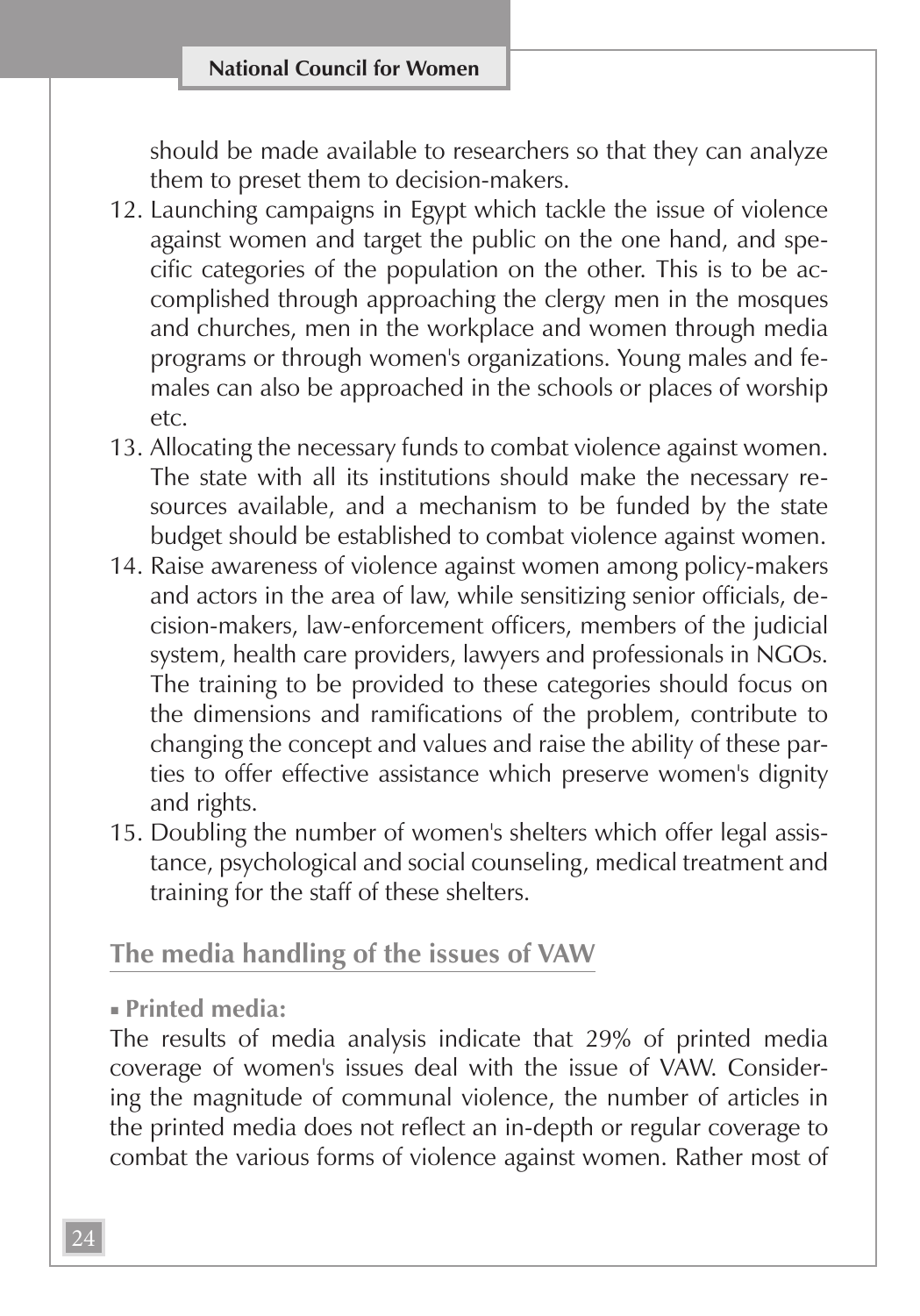should be made available to researchers so that they can analyze them to preset them to decision-makers.

12. Launching campaigns in Egypt which tackle the issue of violence against women and target the public on the one hand, and specific categories of the population on the other. This is to be accomplished through approaching the clergy men in the mosques and churches, men in the workplace and women through media programs or through women's organizations. Young males and females can also be approached in the schools or places of worship etc.
13. Allocating the necessary funds to combat violence against women. The state with all its institutions should make the necessary resources available, and a mechanism to be funded by the state budget should be established to combat violence against women.
14. Raise awareness of violence against women among policy-makers and actors in the area of law, while sensitizing senior officials, decision-makers, law-enforcement officers, members of the judicial system, health care providers, lawyers and professionals in NGOs. The training to be provided to these categories should focus on the dimensions and ramifications of the problem, contribute to changing the concept and values and raise the ability of these parties to offer effective assistance which preserve women's dignity and rights.
15. Doubling the number of women's shelters which offer legal assistance, psychological and social counseling, medical treatment and training for the staff of these shelters.

## The media handling of the issues of VAW

▪ **Printed media:**

The results of media analysis indicate that 29% of printed media coverage of women's issues deal with the issue of VAW. Considering the magnitude of communal violence, the number of articles in the printed media does not reflect an in-depth or regular coverage to combat the various forms of violence against women. Rather most of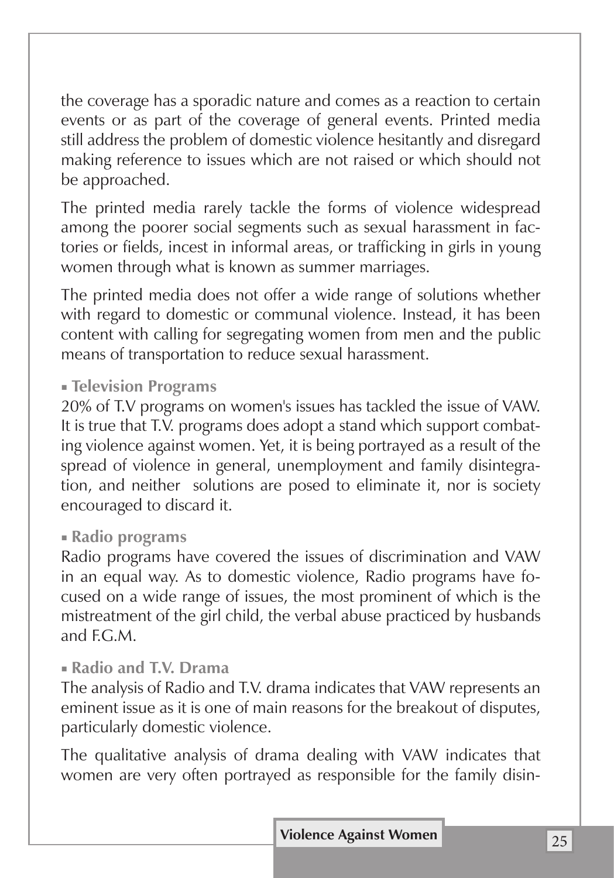the coverage has a sporadic nature and comes as a reaction to certain events or as part of the coverage of general events. Printed media still address the problem of domestic violence hesitantly and disregard making reference to issues which are not raised or which should not be approached.

The printed media rarely tackle the forms of violence widespread among the poorer social segments such as sexual harassment in factories or fields, incest in informal areas, or trafficking in girls in young women through what is known as summer marriages.

The printed media does not offer a wide range of solutions whether with regard to domestic or communal violence. Instead, it has been content with calling for segregating women from men and the public means of transportation to reduce sexual harassment.

- **Television Programs**

20% of T.V programs on women's issues has tackled the issue of VAW. It is true that T.V. programs does adopt a stand which support combating violence against women. Yet, it is being portrayed as a result of the spread of violence in general, unemployment and family disintegration, and neither solutions are posed to eliminate it, nor is society encouraged to discard it.

- **Radio programs**

Radio programs have covered the issues of discrimination and VAW in an equal way. As to domestic violence, Radio programs have focused on a wide range of issues, the most prominent of which is the mistreatment of the girl child, the verbal abuse practiced by husbands and F.G.M.

- **Radio and T.V. Drama**

The analysis of Radio and T.V. drama indicates that VAW represents an eminent issue as it is one of main reasons for the breakout of disputes, particularly domestic violence.

The qualitative analysis of drama dealing with VAW indicates that women are very often portrayed as responsible for the family disin-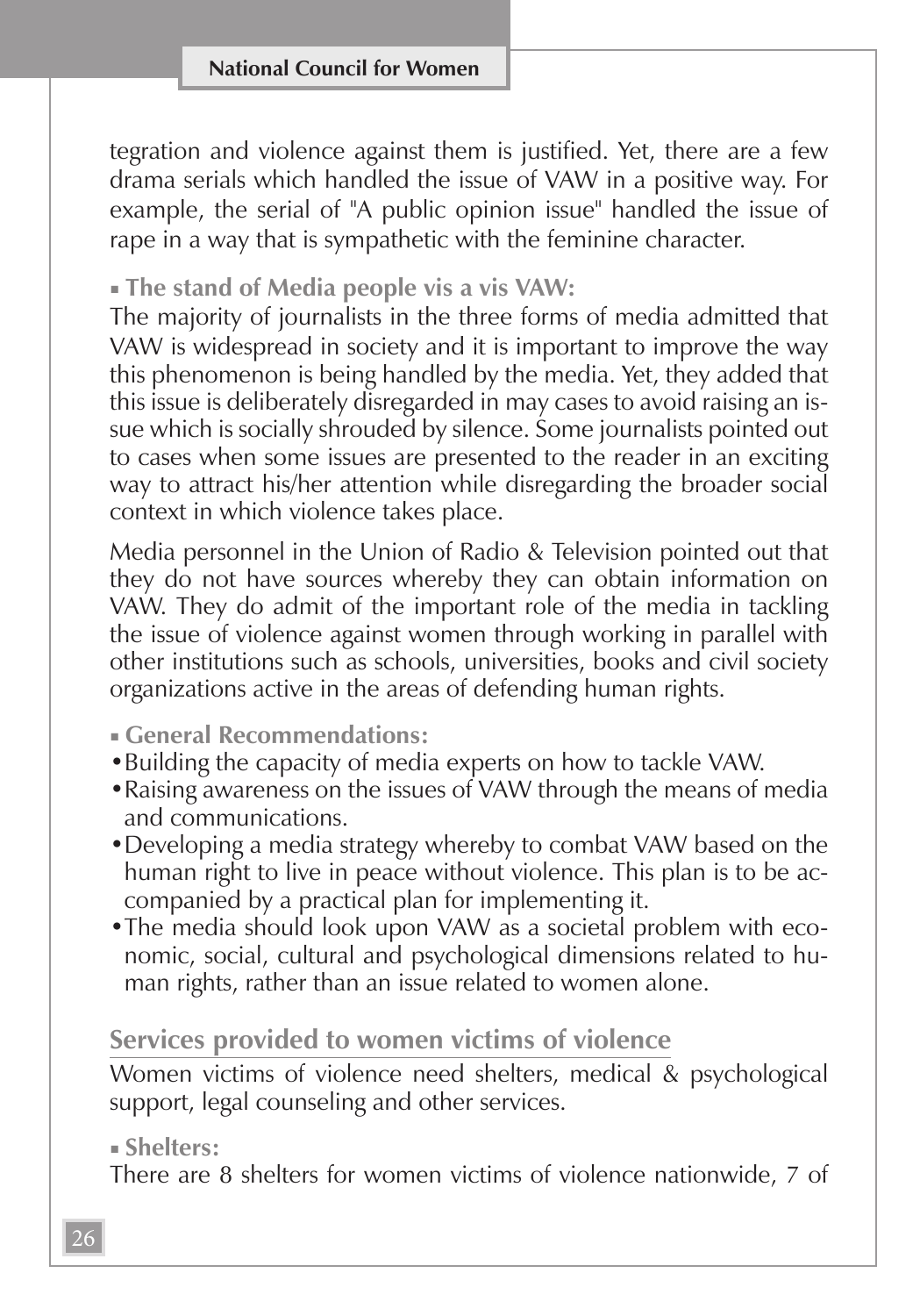tegration and violence against them is justified. Yet, there are a few drama serials which handled the issue of VAW in a positive way. For example, the serial of "A public opinion issue" handled the issue of rape in a way that is sympathetic with the feminine character.

▪ **The stand of Media people vis a vis VAW:**

The majority of journalists in the three forms of media admitted that VAW is widespread in society and it is important to improve the way this phenomenon is being handled by the media. Yet, they added that this issue is deliberately disregarded in may cases to avoid raising an issue which is socially shrouded by silence. Some journalists pointed out to cases when some issues are presented to the reader in an exciting way to attract his/her attention while disregarding the broader social context in which violence takes place.

Media personnel in the Union of Radio & Television pointed out that they do not have sources whereby they can obtain information on VAW. They do admit of the important role of the media in tackling the issue of violence against women through working in parallel with other institutions such as schools, universities, books and civil society organizations active in the areas of defending human rights.

▪ **General Recommendations:**

- Building the capacity of media experts on how to tackle VAW.
- Raising awareness on the issues of VAW through the means of media and communications.
- Developing a media strategy whereby to combat VAW based on the human right to live in peace without violence. This plan is to be accompanied by a practical plan for implementing it.
- The media should look upon VAW as a societal problem with economic, social, cultural and psychological dimensions related to human rights, rather than an issue related to women alone.

## Services provided to women victims of violence

Women victims of violence need shelters, medical & psychological support, legal counseling and other services.

▪ **Shelters:**

There are 8 shelters for women victims of violence nationwide, 7 of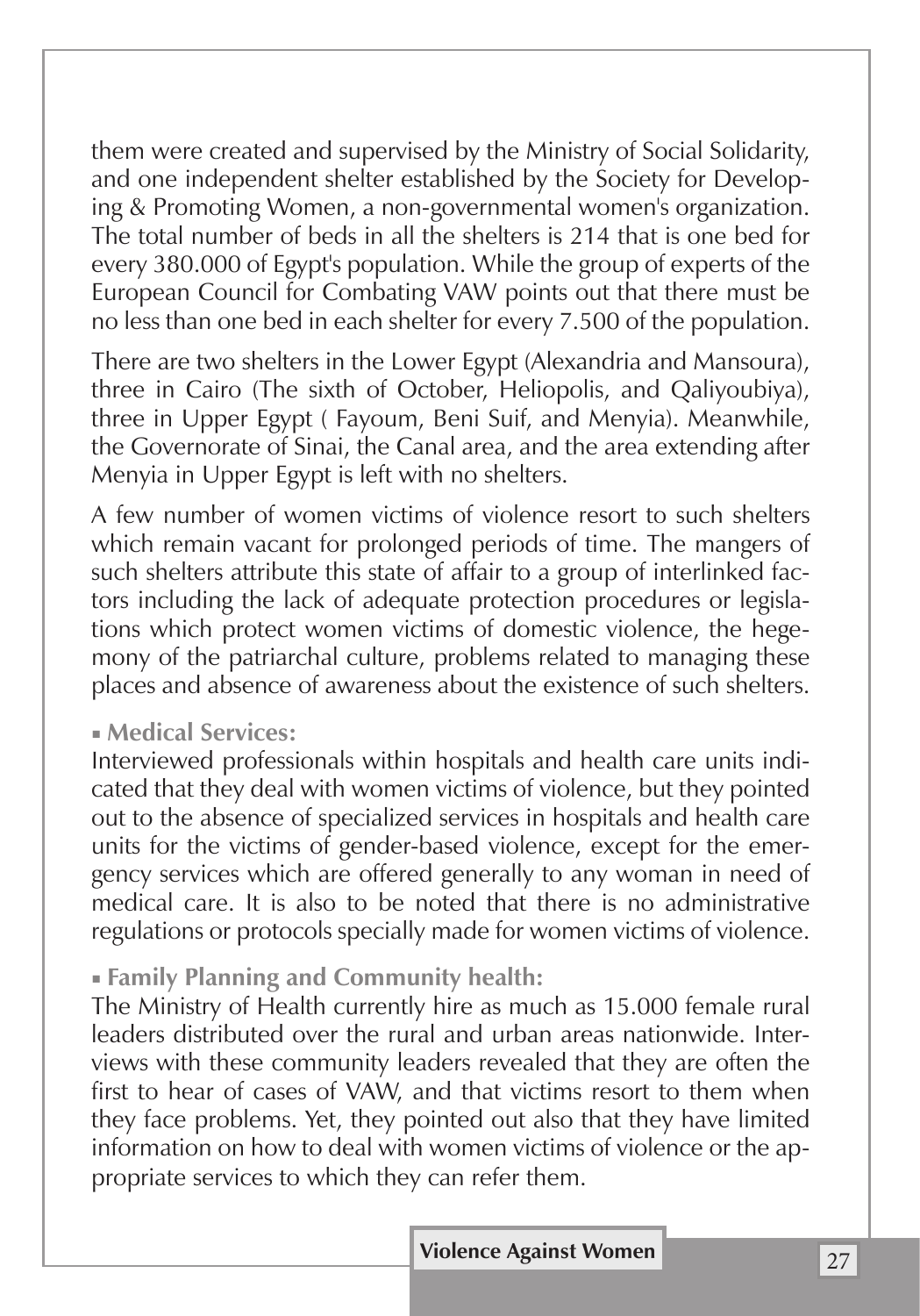them were created and supervised by the Ministry of Social Solidarity, and one independent shelter established by the Society for Developing & Promoting Women, a non-governmental women's organization. The total number of beds in all the shelters is 214 that is one bed for every 380.000 of Egypt's population. While the group of experts of the European Council for Combating VAW points out that there must be no less than one bed in each shelter for every 7.500 of the population.

There are two shelters in the Lower Egypt (Alexandria and Mansoura), three in Cairo (The sixth of October, Heliopolis, and Qaliyoubiya), three in Upper Egypt ( Fayoum, Beni Suif, and Menyia). Meanwhile, the Governorate of Sinai, the Canal area, and the area extending after Menyia in Upper Egypt is left with no shelters.

A few number of women victims of violence resort to such shelters which remain vacant for prolonged periods of time. The mangers of such shelters attribute this state of affair to a group of interlinked factors including the lack of adequate protection procedures or legislations which protect women victims of domestic violence, the hegemony of the patriarchal culture, problems related to managing these places and absence of awareness about the existence of such shelters.

- **Medical Services:**

Interviewed professionals within hospitals and health care units indicated that they deal with women victims of violence, but they pointed out to the absence of specialized services in hospitals and health care units for the victims of gender-based violence, except for the emergency services which are offered generally to any woman in need of medical care. It is also to be noted that there is no administrative regulations or protocols specially made for women victims of violence.

- **Family Planning and Community health:**

The Ministry of Health currently hire as much as 15.000 female rural leaders distributed over the rural and urban areas nationwide. Interviews with these community leaders revealed that they are often the first to hear of cases of VAW, and that victims resort to them when they face problems. Yet, they pointed out also that they have limited information on how to deal with women victims of violence or the appropriate services to which they can refer them.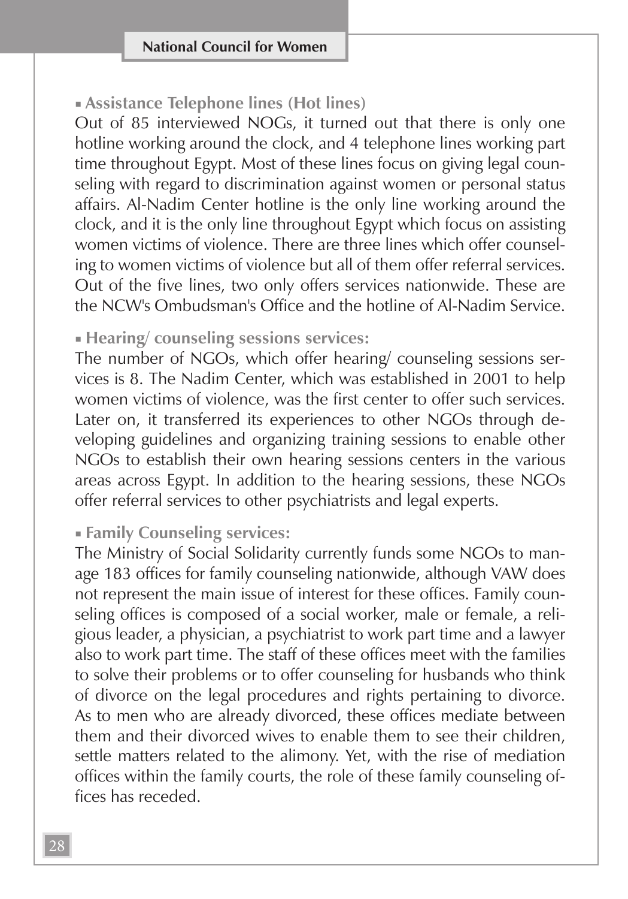- **Assistance Telephone lines (Hot lines)**

Out of 85 interviewed NOGs, it turned out that there is only one hotline working around the clock, and 4 telephone lines working part time throughout Egypt. Most of these lines focus on giving legal counseling with regard to discrimination against women or personal status affairs. Al-Nadim Center hotline is the only line working around the clock, and it is the only line throughout Egypt which focus on assisting women victims of violence. There are three lines which offer counseling to women victims of violence but all of them offer referral services. Out of the five lines, two only offers services nationwide. These are the NCW's Ombudsman's Office and the hotline of Al-Nadim Service.

- **Hearing/ counseling sessions services:**

The number of NGOs, which offer hearing/ counseling sessions services is 8. The Nadim Center, which was established in 2001 to help women victims of violence, was the first center to offer such services. Later on, it transferred its experiences to other NGOs through developing guidelines and organizing training sessions to enable other NGOs to establish their own hearing sessions centers in the various areas across Egypt. In addition to the hearing sessions, these NGOs offer referral services to other psychiatrists and legal experts.

- **Family Counseling services:**

The Ministry of Social Solidarity currently funds some NGOs to manage 183 offices for family counseling nationwide, although VAW does not represent the main issue of interest for these offices. Family counseling offices is composed of a social worker, male or female, a religious leader, a physician, a psychiatrist to work part time and a lawyer also to work part time. The staff of these offices meet with the families to solve their problems or to offer counseling for husbands who think of divorce on the legal procedures and rights pertaining to divorce. As to men who are already divorced, these offices mediate between them and their divorced wives to enable them to see their children, settle matters related to the alimony. Yet, with the rise of mediation offices within the family courts, the role of these family counseling offices has receded.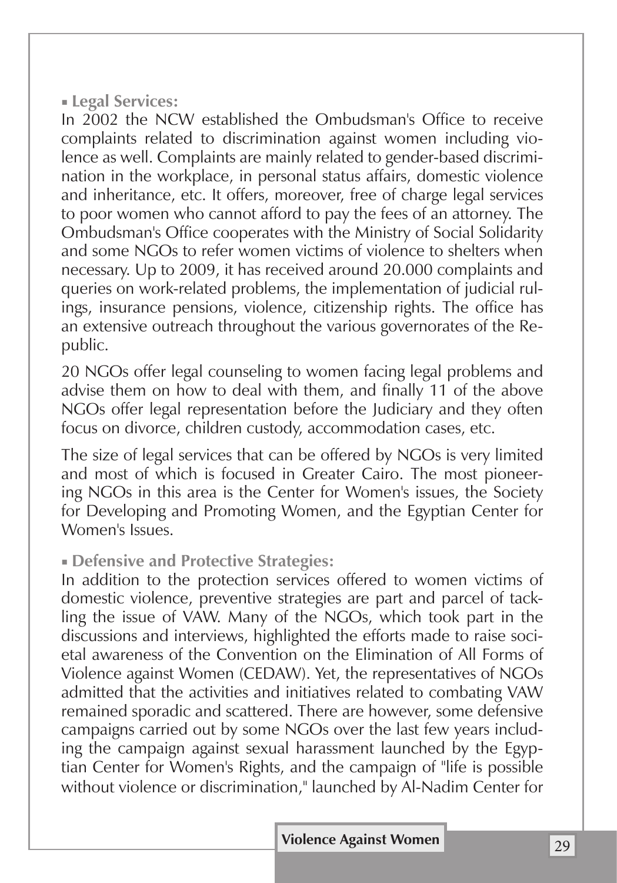- **Legal Services:**

In 2002 the NCW established the Ombudsman's Office to receive complaints related to discrimination against women including violence as well. Complaints are mainly related to gender-based discrimination in the workplace, in personal status affairs, domestic violence and inheritance, etc. It offers, moreover, free of charge legal services to poor women who cannot afford to pay the fees of an attorney. The Ombudsman's Office cooperates with the Ministry of Social Solidarity and some NGOs to refer women victims of violence to shelters when necessary. Up to 2009, it has received around 20.000 complaints and queries on work-related problems, the implementation of judicial rulings, insurance pensions, violence, citizenship rights. The office has an extensive outreach throughout the various governorates of the Republic.

20 NGOs offer legal counseling to women facing legal problems and advise them on how to deal with them, and finally 11 of the above NGOs offer legal representation before the Judiciary and they often focus on divorce, children custody, accommodation cases, etc.

The size of legal services that can be offered by NGOs is very limited and most of which is focused in Greater Cairo. The most pioneering NGOs in this area is the Center for Women's issues, the Society for Developing and Promoting Women, and the Egyptian Center for Women's Issues.

- **Defensive and Protective Strategies:**

In addition to the protection services offered to women victims of domestic violence, preventive strategies are part and parcel of tackling the issue of VAW. Many of the NGOs, which took part in the discussions and interviews, highlighted the efforts made to raise societal awareness of the Convention on the Elimination of All Forms of Violence against Women (CEDAW). Yet, the representatives of NGOs admitted that the activities and initiatives related to combating VAW remained sporadic and scattered. There are however, some defensive campaigns carried out by some NGOs over the last few years including the campaign against sexual harassment launched by the Egyptian Center for Women's Rights, and the campaign of "life is possible without violence or discrimination," launched by Al-Nadim Center for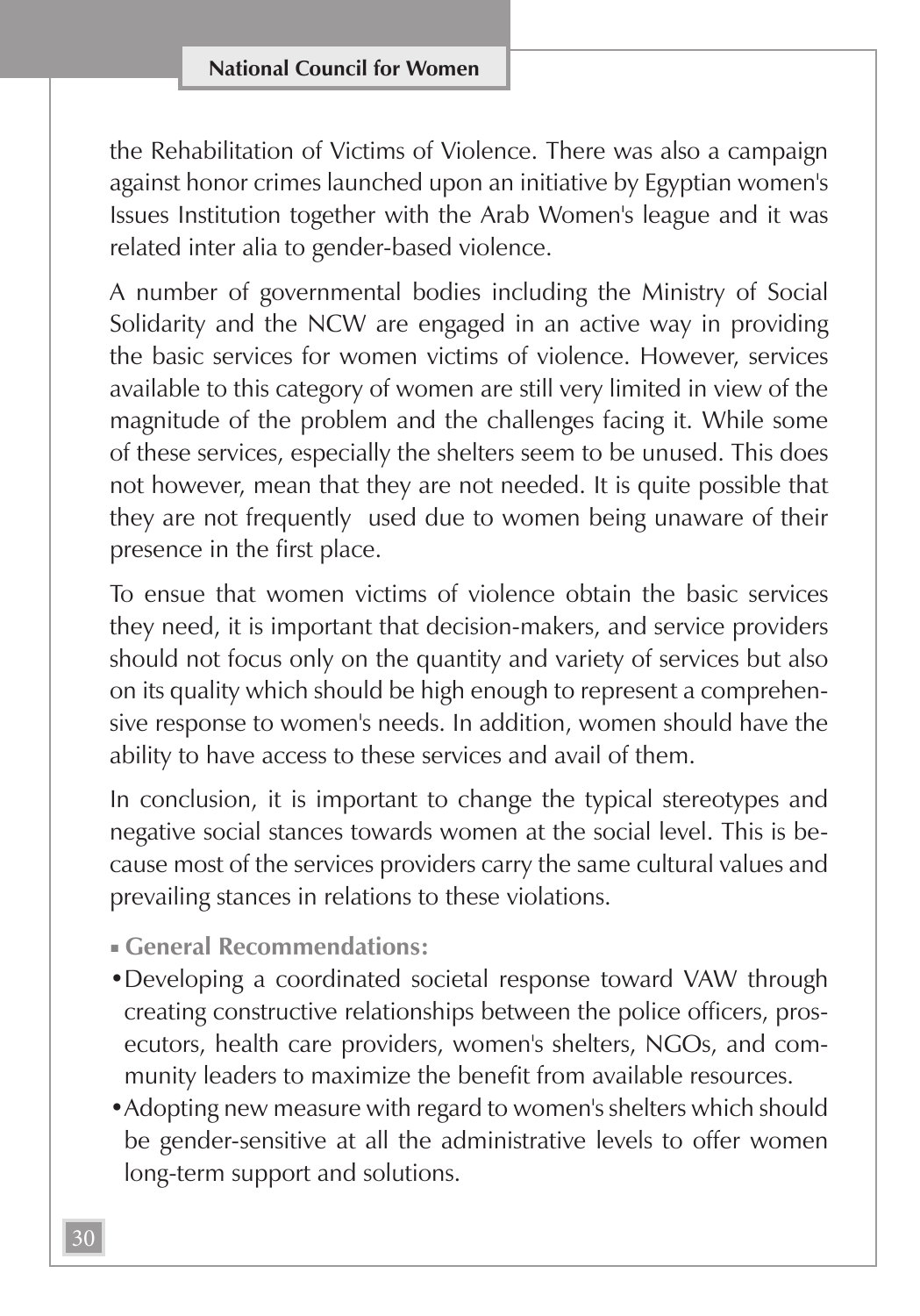the Rehabilitation of Victims of Violence. There was also a campaign against honor crimes launched upon an initiative by Egyptian women's Issues Institution together with the Arab Women's league and it was related inter alia to gender-based violence.

A number of governmental bodies including the Ministry of Social Solidarity and the NCW are engaged in an active way in providing the basic services for women victims of violence. However, services available to this category of women are still very limited in view of the magnitude of the problem and the challenges facing it. While some of these services, especially the shelters seem to be unused. This does not however, mean that they are not needed. It is quite possible that they are not frequently used due to women being unaware of their presence in the first place.

To ensue that women victims of violence obtain the basic services they need, it is important that decision-makers, and service providers should not focus only on the quantity and variety of services but also on its quality which should be high enough to represent a comprehensive response to women's needs. In addition, women should have the ability to have access to these services and avail of them.

In conclusion, it is important to change the typical stereotypes and negative social stances towards women at the social level. This is because most of the services providers carry the same cultural values and prevailing stances in relations to these violations.

## General Recommendations:

- Developing a coordinated societal response toward VAW through creating constructive relationships between the police officers, prosecutors, health care providers, women's shelters, NGOs, and community leaders to maximize the benefit from available resources.
- Adopting new measure with regard to women's shelters which should be gender-sensitive at all the administrative levels to offer women long-term support and solutions.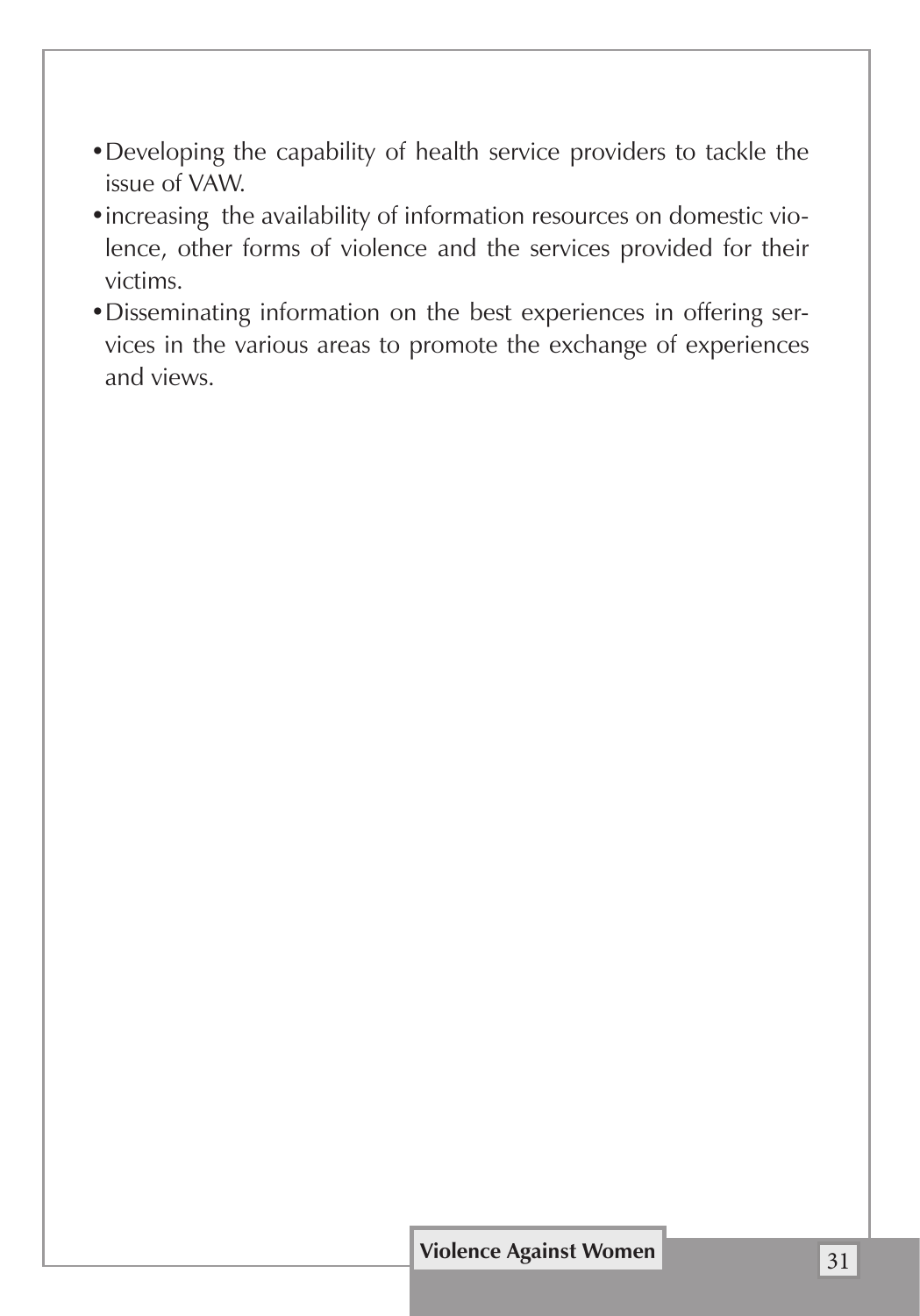- Developing the capability of health service providers to tackle the issue of VAW.
- increasing the availability of information resources on domestic violence, other forms of violence and the services provided for their victims.
- Disseminating information on the best experiences in offering services in the various areas to promote the exchange of experiences and views.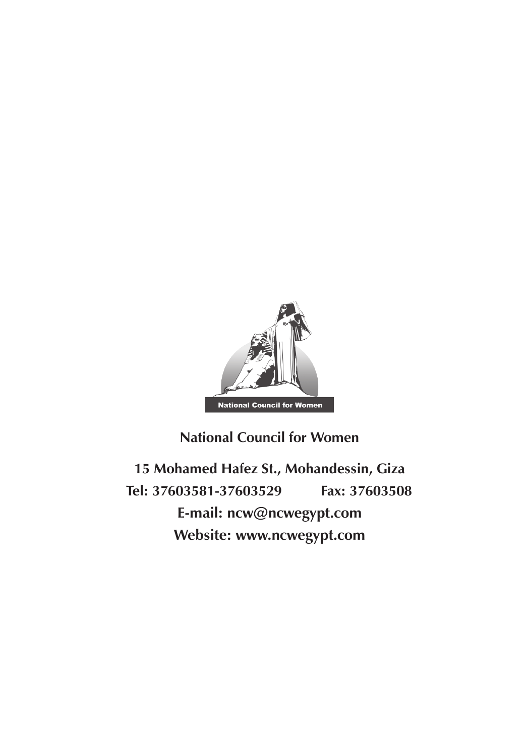National Council for Women

**National Council for Women**

**15 Mohamed Hafez St., Mohandessin, Giza**

**Tel: 37603581-37603529 Fax: 37603508**

**E-mail: ncw@ncwegypt.com**

**Website: www.ncwegypt.com**